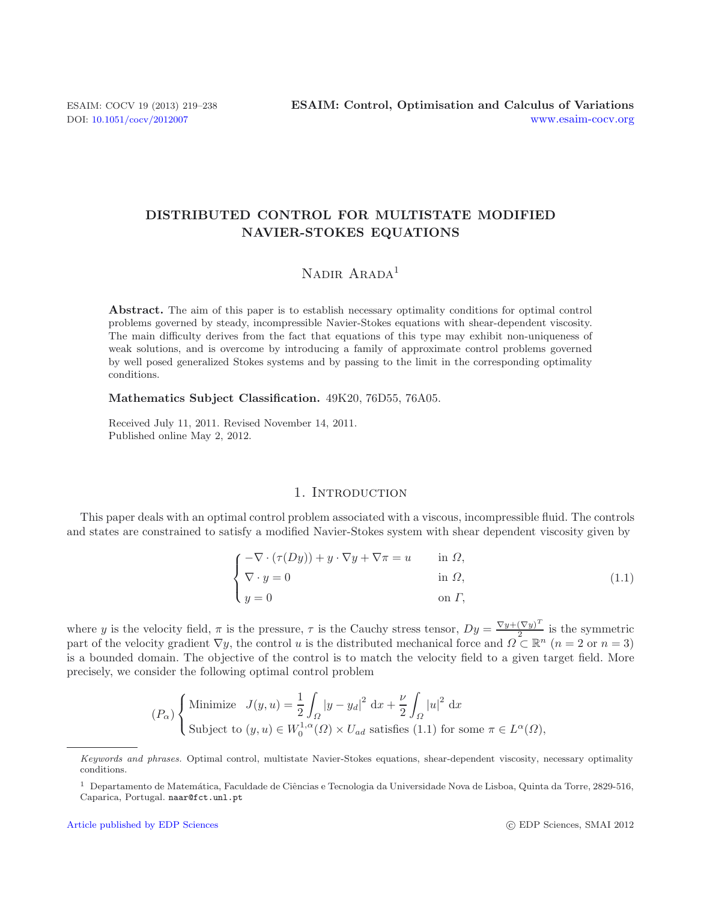# DISTRIBUTED CONTROL FOR MULTISTATE MODIFIED NAVIER-STOKES EQUATIONS

Nadir Arada[1]

**Abstract.** The aim of this paper is to establish necessary optimality conditions for optimal control problems governed by steady, incompressible Navier-Stokes equations with shear-dependent viscosity. The main difficulty derives from the fact that equations of this type may exhibit non-uniqueness of weak solutions, and is overcome by introducing a family of approximate control problems governed by well posed generalized Stokes systems and by passing to the limit in the corresponding optimality conditions.

**Mathematics Subject Classification.** 49K20, 76D55, 76A05.

Received July 11, 2011. Revised November 14, 2011.
Published online May 2, 2012.

## 1. Introduction

This paper deals with an optimal control problem associated with a viscous, incompressible fluid. The controls and states are constrained to satisfy a modified Navier-Stokes system with shear dependent viscosity given by

$$\begin{cases} -\nabla \cdot (\tau(Dy)) + y \cdot \nabla y + \nabla \pi = u & \text{in } \Omega, \\ \nabla \cdot y = 0 & \text{in } \Omega, \\ y = 0 & \text{on } \Gamma, \end{cases} \tag{1.1}$$

where $y$ is the velocity field, $\pi$ is the pressure, $\tau$ is the Cauchy stress tensor, $Dy = \frac{\nabla y + (\nabla y)^T}{2}$ is the symmetric part of the velocity gradient $\nabla y$, the control $u$ is the distributed mechanical force and $\Omega \subset \mathbb{R}^n$ ($n = 2$ or $n = 3$) is a bounded domain. The objective of the control is to match the velocity field to a given target field. More precisely, we consider the following optimal control problem

$$(P_\alpha) \begin{cases} \text{Minimize} \quad J(y, u) = \dfrac{1}{2} \displaystyle\int_\Omega |y - y_d|^2 \, \mathrm{d}x + \dfrac{\nu}{2} \displaystyle\int_\Omega |u|^2 \, \mathrm{d}x \\ \text{Subject to } (y, u) \in W_0^{1,\alpha}(\Omega) \times U_{ad} \text{ satisfies (1.1) for some } \pi \in L^\alpha(\Omega), \end{cases}$$

---

*Keywords and phrases.* Optimal control, multistate Navier-Stokes equations, shear-dependent viscosity, necessary optimality conditions.

[1] Departamento de Matemática, Faculdade de Ciências e Tecnologia da Universidade Nova de Lisboa, Quinta da Torre, 2829-516, Caparica, Portugal. naar@fct.unl.pt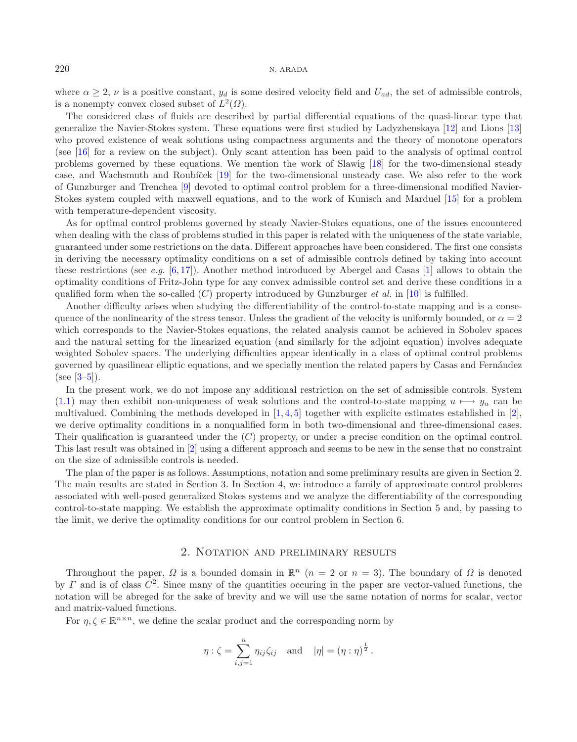where $\alpha \geq 2$, $\nu$ is a positive constant, $y_d$ is some desired velocity field and $U_{ad}$, the set of admissible controls, is a nonempty convex closed subset of $L^2(\Omega)$.

The considered class of fluids are described by partial differential equations of the quasi-linear type that generalize the Navier-Stokes system. These equations were first studied by Ladyzhenskaya [12] and Lions [13] who proved existence of weak solutions using compactness arguments and the theory of monotone operators (see [16] for a review on the subject). Only scant attention has been paid to the analysis of optimal control problems governed by these equations. We mention the work of Slawig [18] for the two-dimensional steady case, and Wachsmuth and Roubíček [19] for the two-dimensional unsteady case. We also refer to the work of Gunzburger and Trenchea [9] devoted to optimal control problem for a three-dimensional modified Navier-Stokes system coupled with maxwell equations, and to the work of Kunisch and Marduel [15] for a problem with temperature-dependent viscosity.

As for optimal control problems governed by steady Navier-Stokes equations, one of the issues encountered when dealing with the class of problems studied in this paper is related with the uniqueness of the state variable, guaranteed under some restrictions on the data. Different approaches have been considered. The first one consists in deriving the necessary optimality conditions on a set of admissible controls defined by taking into account these restrictions (see *e.g.* [6,17]). Another method introduced by Abergel and Casas [1] allows to obtain the optimality conditions of Fritz-John type for any convex admissible control set and derive these conditions in a qualified form when the so-called $(C)$ property introduced by Gunzburger *et al.* in [10] is fulfilled.

Another difficulty arises when studying the differentiability of the control-to-state mapping and is a consequence of the nonlinearity of the stress tensor. Unless the gradient of the velocity is uniformly bounded, or $\alpha = 2$ which corresponds to the Navier-Stokes equations, the related analysis cannot be achieved in Sobolev spaces and the natural setting for the linearized equation (and similarly for the adjoint equation) involves adequate weighted Sobolev spaces. The underlying difficulties appear identically in a class of optimal control problems governed by quasilinear elliptic equations, and we specially mention the related papers by Casas and Fernández (see [3–5]).

In the present work, we do not impose any additional restriction on the set of admissible controls. System (1.1) may then exhibit non-uniqueness of weak solutions and the control-to-state mapping $u \longmapsto y_u$ can be multivalued. Combining the methods developed in [1,4,5] together with explicite estimates established in [2], we derive optimality conditions in a nonqualified form in both two-dimensional and three-dimensional cases. Their qualification is guaranteed under the $(C)$ property, or under a precise condition on the optimal control. This last result was obtained in [2] using a different approach and seems to be new in the sense that no constraint on the size of admissible controls is needed.

The plan of the paper is as follows. Assumptions, notation and some preliminary results are given in Section 2. The main results are stated in Section 3. In Section 4, we introduce a family of approximate control problems associated with well-posed generalized Stokes systems and we analyze the differentiability of the corresponding control-to-state mapping. We establish the approximate optimality conditions in Section 5 and, by passing to the limit, we derive the optimality conditions for our control problem in Section 6.

## 2. Notation and preliminary results

Throughout the paper, $\Omega$ is a bounded domain in $\mathbb{R}^n$ ($n = 2$ or $n = 3$). The boundary of $\Omega$ is denoted by $\Gamma$ and is of class $C^2$. Since many of the quantities occuring in the paper are vector-valued functions, the notation will be abreged for the sake of brevity and we will use the same notation of norms for scalar, vector and matrix-valued functions.

For $\eta, \zeta \in \mathbb{R}^{n\times n}$, we define the scalar product and the corresponding norm by

$$\eta : \zeta = \sum_{i,j=1}^{n} \eta_{ij}\zeta_{ij} \quad \text{and} \quad |\eta| = (\eta : \eta)^{\frac{1}{2}}.$$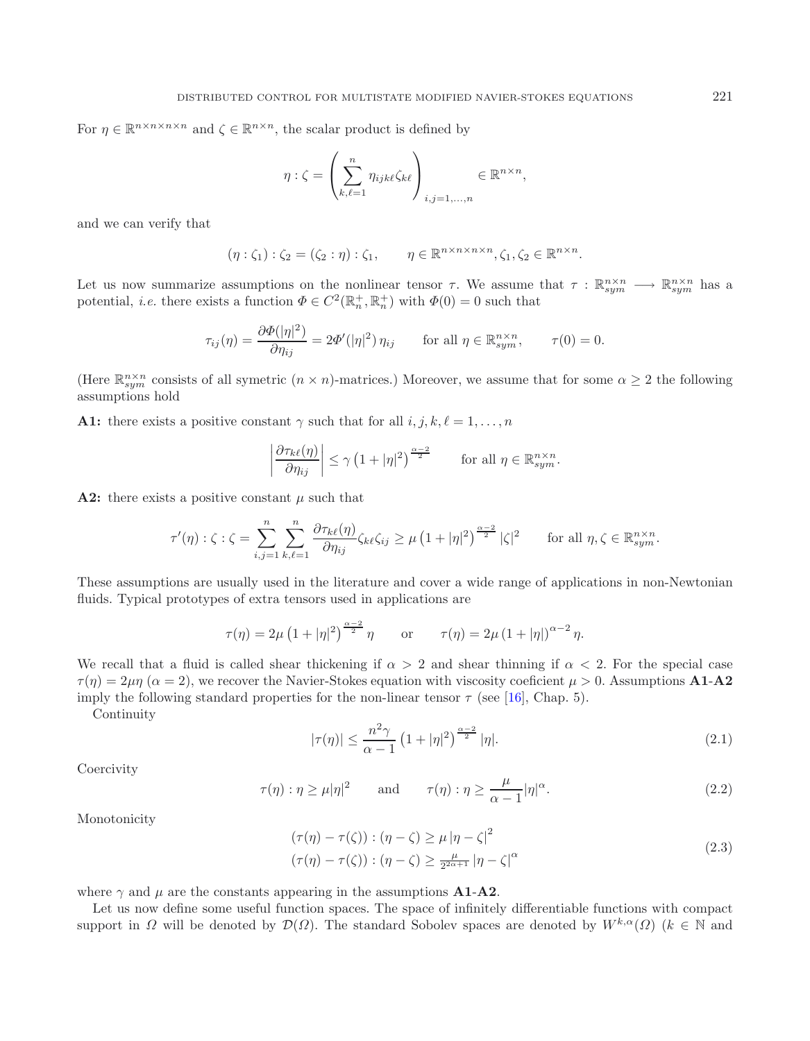For $\eta \in \mathbb{R}^{n\times n\times n\times n}$ and $\zeta \in \mathbb{R}^{n\times n}$, the scalar product is defined by

$$\eta : \zeta = \left( \sum_{k,\ell=1}^{n} \eta_{ijk\ell}\zeta_{k\ell} \right)_{i,j=1,\dots,n} \in \mathbb{R}^{n\times n},$$

and we can verify that

$$(\eta : \zeta_1) : \zeta_2 = (\zeta_2 : \eta) : \zeta_1, \qquad \eta \in \mathbb{R}^{n\times n\times n\times n}, \zeta_1, \zeta_2 \in \mathbb{R}^{n\times n}.$$

Let us now summarize assumptions on the nonlinear tensor $\tau$. We assume that $\tau : \mathbb{R}^{n\times n}_{sym} \longrightarrow \mathbb{R}^{n\times n}_{sym}$ has a potential, *i.e.* there exists a function $\Phi \in C^2(\mathbb{R}^+_n, \mathbb{R}^+_n)$ with $\Phi(0) = 0$ such that

$$\tau_{ij}(\eta) = \frac{\partial \Phi(|\eta|^2)}{\partial \eta_{ij}} = 2\Phi'(|\eta|^2)\,\eta_{ij} \qquad \text{for all } \eta \in \mathbb{R}^{n\times n}_{sym}, \qquad \tau(0) = 0.$$

(Here $\mathbb{R}^{n\times n}_{sym}$ consists of all symetric $(n\times n)$-matrices.) Moreover, we assume that for some $\alpha \geq 2$ the following assumptions hold

**A1:** there exists a positive constant $\gamma$ such that for all $i, j, k, \ell = 1, \dots, n$

$$\left| \frac{\partial \tau_{k\ell}(\eta)}{\partial \eta_{ij}} \right| \leq \gamma \left(1 + |\eta|^2\right)^{\frac{\alpha-2}{2}} \qquad \text{for all } \eta \in \mathbb{R}^{n\times n}_{sym}.$$

**A2:** there exists a positive constant $\mu$ such that

$$\tau'(\eta) : \zeta : \zeta = \sum_{i,j=1}^{n} \sum_{k,\ell=1}^{n} \frac{\partial \tau_{k\ell}(\eta)}{\partial \eta_{ij}} \zeta_{k\ell}\zeta_{ij} \geq \mu \left(1 + |\eta|^2\right)^{\frac{\alpha-2}{2}} |\zeta|^2 \qquad \text{for all } \eta, \zeta \in \mathbb{R}^{n\times n}_{sym}.$$

These assumptions are usually used in the literature and cover a wide range of applications in non-Newtonian fluids. Typical prototypes of extra tensors used in applications are

$$\tau(\eta) = 2\mu \left(1 + |\eta|^2\right)^{\frac{\alpha-2}{2}} \eta \qquad \text{or} \qquad \tau(\eta) = 2\mu \left(1 + |\eta|\right)^{\alpha-2} \eta.$$

We recall that a fluid is called shear thickening if $\alpha > 2$ and shear thinning if $\alpha < 2$. For the special case $\tau(\eta) = 2\mu\eta$ ($\alpha = 2$), we recover the Navier-Stokes equation with viscosity coeficient $\mu > 0$. Assumptions **A1**-**A2** imply the following standard properties for the non-linear tensor $\tau$ (see [16], Chap. 5).

Continuity

$$|\tau(\eta)| \leq \frac{n^2\gamma}{\alpha - 1} \left(1 + |\eta|^2\right)^{\frac{\alpha-2}{2}} |\eta|. \tag{2.1}$$

Coercivity

$$\tau(\eta) : \eta \geq \mu |\eta|^2 \qquad \text{and} \qquad \tau(\eta) : \eta \geq \frac{\mu}{\alpha - 1} |\eta|^{\alpha}. \tag{2.2}$$

Monotonicity

$$\begin{aligned} (\tau(\eta) - \tau(\zeta)) : (\eta - \zeta) &\geq \mu \left|\eta - \zeta\right|^2 \\ (\tau(\eta) - \tau(\zeta)) : (\eta - \zeta) &\geq \tfrac{\mu}{2^{2\alpha+1}} \left|\eta - \zeta\right|^{\alpha} \end{aligned} \tag{2.3}$$

where $\gamma$ and $\mu$ are the constants appearing in the assumptions **A1**-**A2**.

Let us now define some useful function spaces. The space of infinitely differentiable functions with compact support in $\Omega$ will be denoted by $\mathcal{D}(\Omega)$. The standard Sobolev spaces are denoted by $W^{k,\alpha}(\Omega)$ ($k \in \mathbb{N}$ and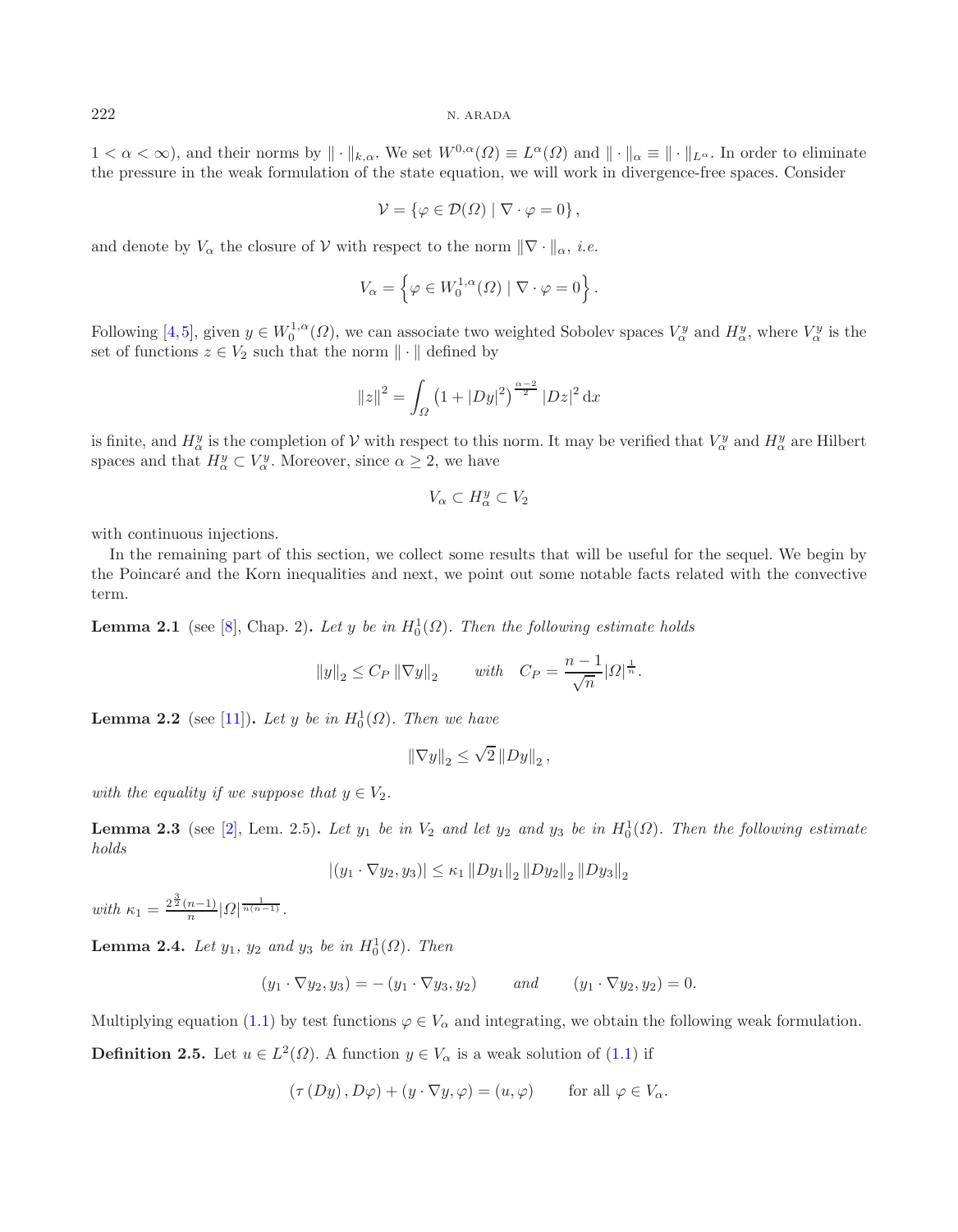$1 < \alpha < \infty$), and their norms by $\|\cdot\|_{k,\alpha}$. We set $W^{0,\alpha}(\Omega) \equiv L^{\alpha}(\Omega)$ and $\|\cdot\|_{\alpha} \equiv \|\cdot\|_{L^{\alpha}}$. In order to eliminate the pressure in the weak formulation of the state equation, we will work in divergence-free spaces. Consider

$$\mathcal{V} = \{\varphi \in \mathcal{D}(\Omega) \mid \nabla \cdot \varphi = 0\},$$

and denote by $V_{\alpha}$ the closure of $\mathcal{V}$ with respect to the norm $\|\nabla \cdot\|_{\alpha}$, *i.e.*

$$V_{\alpha} = \left\{\varphi \in W_0^{1,\alpha}(\Omega) \mid \nabla \cdot \varphi = 0\right\}.$$

Following [4,5], given $y \in W_0^{1,\alpha}(\Omega)$, we can associate two weighted Sobolev spaces $V_{\alpha}^y$ and $H_{\alpha}^y$, where $V_{\alpha}^y$ is the set of functions $z \in V_2$ such that the norm $\|\cdot\|$ defined by

$$\|z\|^2 = \int_{\Omega} \left(1 + |Dy|^2\right)^{\frac{\alpha-2}{2}} |Dz|^2 \, \mathrm{d}x$$

is finite, and $H_{\alpha}^y$ is the completion of $\mathcal{V}$ with respect to this norm. It may be verified that $V_{\alpha}^y$ and $H_{\alpha}^y$ are Hilbert spaces and that $H_{\alpha}^y \subset V_{\alpha}^y$. Moreover, since $\alpha \geq 2$, we have

$$V_{\alpha} \subset H_{\alpha}^y \subset V_2$$

with continuous injections.

In the remaining part of this section, we collect some results that will be useful for the sequel. We begin by the Poincaré and the Korn inequalities and next, we point out some notable facts related with the convective term.

**Lemma 2.1** (see [8], Chap. 2)**.** *Let $y$ be in $H_0^1(\Omega)$. Then the following estimate holds*

$$\|y\|_2 \leq C_P \|\nabla y\|_2 \qquad \text{with} \quad C_P = \frac{n-1}{\sqrt{n}} |\Omega|^{\frac{1}{n}}.$$

**Lemma 2.2** (see [11])**.** *Let $y$ be in $H_0^1(\Omega)$. Then we have*

$$\|\nabla y\|_2 \leq \sqrt{2} \|Dy\|_2,$$

*with the equality if we suppose that $y \in V_2$.*

**Lemma 2.3** (see [2], Lem. 2.5)**.** *Let $y_1$ be in $V_2$ and let $y_2$ and $y_3$ be in $H_0^1(\Omega)$. Then the following estimate holds*

$$|(y_1 \cdot \nabla y_2, y_3)| \leq \kappa_1 \|Dy_1\|_2 \|Dy_2\|_2 \|Dy_3\|_2$$

*with $\kappa_1 = \frac{2^{\frac{3}{2}}(n-1)}{n} |\Omega|^{\frac{1}{n(n-1)}}$.*

**Lemma 2.4.** *Let $y_1$, $y_2$ and $y_3$ be in $H_0^1(\Omega)$. Then*

$$(y_1 \cdot \nabla y_2, y_3) = -(y_1 \cdot \nabla y_3, y_2) \qquad \text{and} \qquad (y_1 \cdot \nabla y_2, y_2) = 0.$$

Multiplying equation (1.1) by test functions $\varphi \in V_{\alpha}$ and integrating, we obtain the following weak formulation.

**Definition 2.5.** Let $u \in L^2(\Omega)$. A function $y \in V_{\alpha}$ is a weak solution of (1.1) if

$$(\tau(Dy), D\varphi) + (y \cdot \nabla y, \varphi) = (u, \varphi) \qquad \text{for all } \varphi \in V_{\alpha}.$$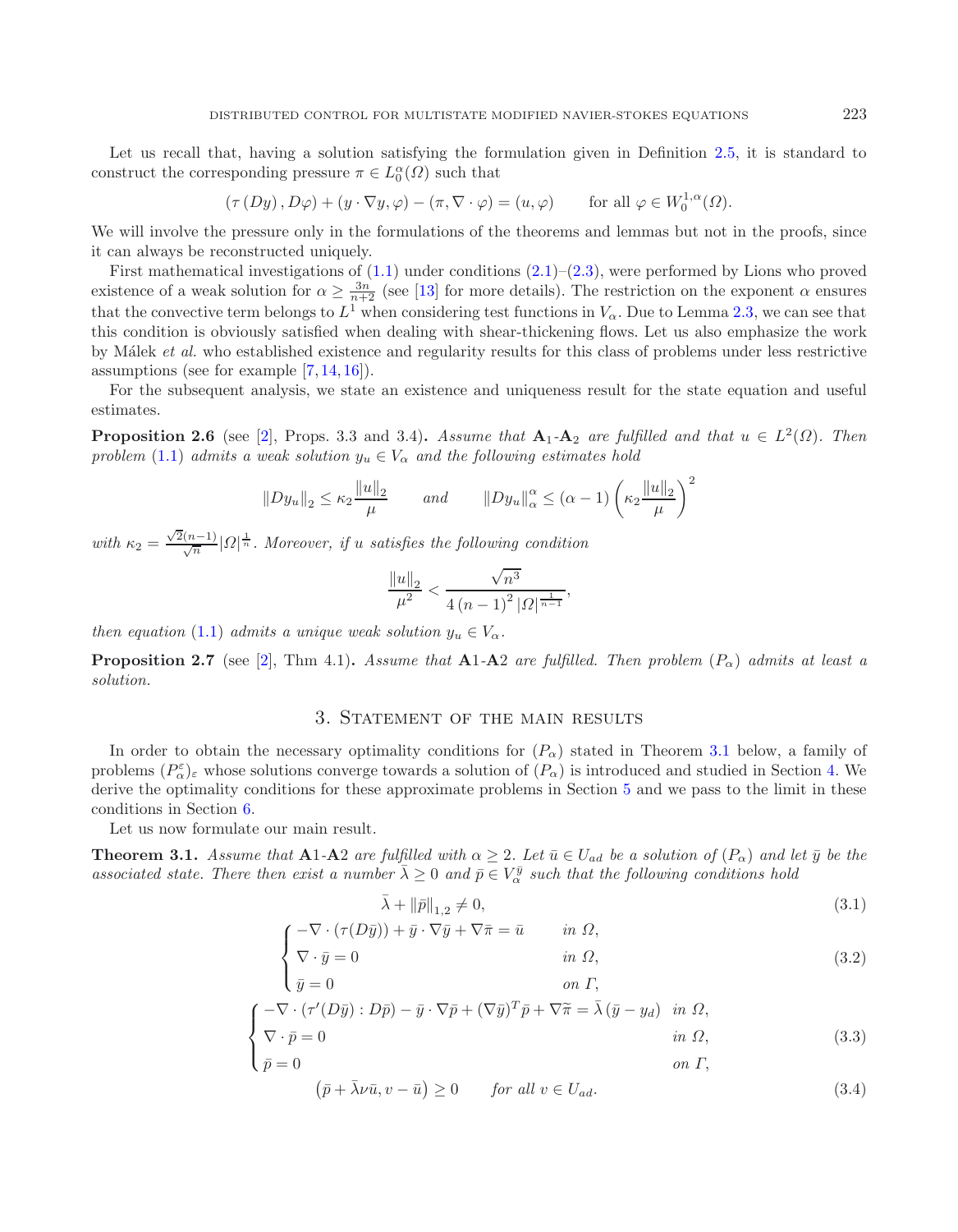Let us recall that, having a solution satisfying the formulation given in Definition 2.5, it is standard to construct the corresponding pressure $\pi \in L_0^{\alpha}(\Omega)$ such that

$$(\tau(Dy), D\varphi) + (y \cdot \nabla y, \varphi) - (\pi, \nabla \cdot \varphi) = (u, \varphi) \qquad \text{for all } \varphi \in W_0^{1,\alpha}(\Omega).$$

We will involve the pressure only in the formulations of the theorems and lemmas but not in the proofs, since it can always be reconstructed uniquely.

First mathematical investigations of (1.1) under conditions (2.1)–(2.3), were performed by Lions who proved existence of a weak solution for $\alpha \geq \frac{3n}{n+2}$ (see [13] for more details). The restriction on the exponent $\alpha$ ensures that the convective term belongs to $L^1$ when considering test functions in $V_\alpha$. Due to Lemma 2.3, we can see that this condition is obviously satisfied when dealing with shear-thickening flows. Let us also emphasize the work by Málek *et al.* who established existence and regularity results for this class of problems under less restrictive assumptions (see for example [7, 14, 16]).

For the subsequent analysis, we state an existence and uniqueness result for the state equation and useful estimates.

**Proposition 2.6** (see [2], Props. 3.3 and 3.4)**.** *Assume that* $\mathbf{A}_1$-$\mathbf{A}_2$ *are fulfilled and that* $u \in L^2(\Omega)$. *Then problem* (1.1) *admits a weak solution* $y_u \in V_\alpha$ *and the following estimates hold*

$$\|Dy_u\|_2 \leq \kappa_2 \frac{\|u\|_2}{\mu} \qquad \text{and} \qquad \|Dy_u\|_\alpha^\alpha \leq (\alpha - 1)\left(\kappa_2 \frac{\|u\|_2}{\mu}\right)^2$$

*with* $\kappa_2 = \frac{\sqrt{2}(n-1)}{\sqrt{n}}|\Omega|^{\frac{1}{n}}$. *Moreover, if* $u$ *satisfies the following condition*

$$\frac{\|u\|_2}{\mu^2} < \frac{\sqrt{n^3}}{4(n-1)^2|\Omega|^{\frac{1}{n-1}}},$$

*then equation* (1.1) *admits a unique weak solution* $y_u \in V_\alpha$.

**Proposition 2.7** (see [2], Thm 4.1)**.** *Assume that* $\mathbf{A}1$-$\mathbf{A}2$ *are fulfilled. Then problem* $(P_\alpha)$ *admits at least a solution.*

## 3. Statement of the main results

In order to obtain the necessary optimality conditions for $(P_\alpha)$ stated in Theorem 3.1 below, a family of problems $(P_\alpha^\varepsilon)_\varepsilon$ whose solutions converge towards a solution of $(P_\alpha)$ is introduced and studied in Section 4. We derive the optimality conditions for these approximate problems in Section 5 and we pass to the limit in these conditions in Section 6.

Let us now formulate our main result.

**Theorem 3.1.** *Assume that* $\mathbf{A}1$-$\mathbf{A}2$ *are fulfilled with* $\alpha \geq 2$. *Let* $\bar{u} \in U_{ad}$ *be a solution of* $(P_\alpha)$ *and let* $\bar{y}$ *be the associated state. There then exist a number* $\bar{\lambda} \geq 0$ *and* $\bar{p} \in V_\alpha^{\bar{y}}$ *such that the following conditions hold*

$$\bar{\lambda} + \|\bar{p}\|_{1,2} \neq 0, \tag{3.1}$$

$$\begin{cases} -\nabla \cdot (\tau(D\bar{y})) + \bar{y} \cdot \nabla \bar{y} + \nabla \bar{\pi} = \bar{u} & \text{in } \Omega, \\ \nabla \cdot \bar{y} = 0 & \text{in } \Omega, \\ \bar{y} = 0 & \text{on } \Gamma, \end{cases} \tag{3.2}$$

$$\begin{cases} -\nabla \cdot (\tau'(D\bar{y}) : D\bar{p}) - \bar{y} \cdot \nabla \bar{p} + (\nabla \bar{y})^T \bar{p} + \nabla \widetilde{\pi} = \bar{\lambda}(\bar{y} - y_d) & \text{in } \Omega, \\ \nabla \cdot \bar{p} = 0 & \text{in } \Omega, \\ \bar{p} = 0 & \text{on } \Gamma, \end{cases} \tag{3.3}$$

$$\left(\bar{p} + \bar{\lambda}\nu\bar{u}, v - \bar{u}\right) \geq 0 \qquad \text{for all } v \in U_{ad}. \tag{3.4}$$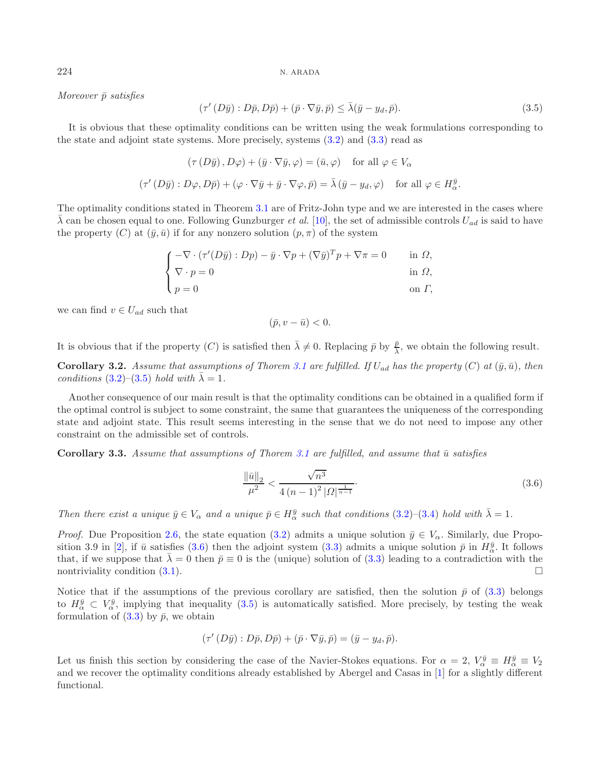*Moreover* $\bar{p}$ *satisfies*

$$(\tau'(D\bar{y}) : D\bar{p}, D\bar{p}) + (\bar{p}\cdot\nabla\bar{y}, \bar{p}) \leq \bar{\lambda}(\bar{y} - y_d, \bar{p}). \tag{3.5}$$

It is obvious that these optimality conditions can be written using the weak formulations corresponding to the state and adjoint state systems. More precisely, systems (3.2) and (3.3) read as

$$(\tau(D\bar{y}), D\varphi) + (\bar{y}\cdot\nabla\bar{y}, \varphi) = (\bar{u}, \varphi) \quad \text{for all } \varphi \in V_\alpha$$

$$(\tau'(D\bar{y}) : D\varphi, D\bar{p}) + (\varphi\cdot\nabla\bar{y} + \bar{y}\cdot\nabla\varphi, \bar{p}) = \bar{\lambda}(\bar{y} - y_d, \varphi) \quad \text{for all } \varphi \in H_\alpha^{\bar{y}}.$$

The optimality conditions stated in Theorem 3.1 are of Fritz-John type and we are interested in the cases where $\bar{\lambda}$ can be chosen equal to one. Following Gunzburger *et al.* [10], the set of admissible controls $U_{ad}$ is said to have the property $(C)$ at $(\bar{y}, \bar{u})$ if for any nonzero solution $(p, \pi)$ of the system

$$\begin{cases} -\nabla\cdot(\tau'(D\bar{y}) : Dp) - \bar{y}\cdot\nabla p + (\nabla\bar{y})^T p + \nabla\pi = 0 & \text{in } \Omega, \\ \nabla\cdot p = 0 & \text{in } \Omega, \\ p = 0 & \text{on } \Gamma, \end{cases}$$

we can find $v \in U_{ad}$ such that

$$(\bar{p}, v - \bar{u}) < 0.$$

It is obvious that if the property $(C)$ is satisfied then $\bar{\lambda} \neq 0$. Replacing $\bar{p}$ by $\frac{\bar{p}}{\bar{\lambda}}$, we obtain the following result.

**Corollary 3.2.** *Assume that assumptions of Thorem 3.1 are fulfilled. If* $U_{ad}$ *has the property* $(C)$ *at* $(\bar{y}, \bar{u})$*, then conditions* (3.2)–(3.5) *hold with* $\bar{\lambda} = 1$*.*

Another consequence of our main result is that the optimality conditions can be obtained in a qualified form if the optimal control is subject to some constraint, the same that guarantees the uniqueness of the corresponding state and adjoint state. This result seems interesting in the sense that we do not need to impose any other constraint on the admissible set of controls.

**Corollary 3.3.** *Assume that assumptions of Thorem 3.1 are fulfilled, and assume that* $\bar{u}$ *satisfies*

$$\frac{\|\bar{u}\|_2}{\mu^2} < \frac{\sqrt{n^3}}{4\,(n-1)^2\,|\Omega|^{\frac{1}{n-1}}}\cdot \tag{3.6}$$

*Then there exist a unique* $\bar{y} \in V_\alpha$ *and a unique* $\bar{p} \in H_\alpha^{\bar{y}}$ *such that conditions* (3.2)–(3.4) *hold with* $\bar{\lambda} = 1$*.*

*Proof.* Due Proposition 2.6, the state equation (3.2) admits a unique solution $\bar{y} \in V_\alpha$. Similarly, due Proposition 3.9 in [2], if $\bar{u}$ satisfies (3.6) then the adjoint system (3.3) admits a unique solution $\bar{p}$ in $H_\alpha^{\bar{y}}$. It follows that, if we suppose that $\bar{\lambda} = 0$ then $\bar{p} \equiv 0$ is the (unique) solution of (3.3) leading to a contradiction with the nontriviality condition (3.1). $\square$

Notice that if the assumptions of the previous corollary are satisfied, then the solution $\bar{p}$ of (3.3) belongs to $H_\alpha^{\bar{y}} \subset V_\alpha^{\bar{y}}$, implying that inequality (3.5) is automatically satisfied. More precisely, by testing the weak formulation of (3.3) by $\bar{p}$, we obtain

$$(\tau'(D\bar{y}) : D\bar{p}, D\bar{p}) + (\bar{p}\cdot\nabla\bar{y}, \bar{p}) = (\bar{y} - y_d, \bar{p}).$$

Let us finish this section by considering the case of the Navier-Stokes equations. For $\alpha = 2$, $V_\alpha^{\bar{y}} \equiv H_\alpha^{\bar{y}} \equiv V_2$ and we recover the optimality conditions already established by Abergel and Casas in [1] for a slightly different functional.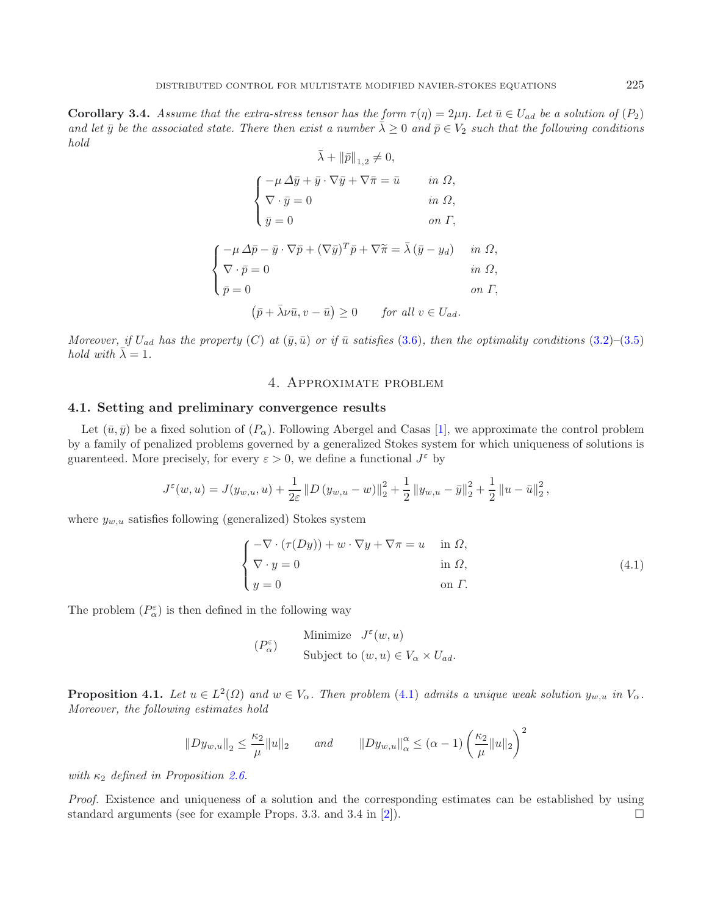**Corollary 3.4.** *Assume that the extra-stress tensor has the form $\tau(\eta) = 2\mu\eta$. Let $\bar{u} \in U_{ad}$ be a solution of $(P_2)$ and let $\bar{y}$ be the associated state. There then exist a number $\bar{\lambda} \geq 0$ and $\bar{p} \in V_2$ such that the following conditions hold*

$$\bar{\lambda} + \|\bar{p}\|_{1,2} \neq 0,$$

$$\begin{cases} -\mu\, \Delta \bar{y} + \bar{y} \cdot \nabla \bar{y} + \nabla \bar{\pi} = \bar{u} & \text{in } \Omega, \\ \nabla \cdot \bar{y} = 0 & \text{in } \Omega, \\ \bar{y} = 0 & \text{on } \Gamma, \end{cases}$$

$$\begin{cases} -\mu\, \Delta \bar{p} - \bar{y} \cdot \nabla \bar{p} + (\nabla \bar{y})^T \bar{p} + \nabla \widetilde{\pi} = \bar{\lambda}\, (\bar{y} - y_d) & \text{in } \Omega, \\ \nabla \cdot \bar{p} = 0 & \text{in } \Omega, \\ \bar{p} = 0 & \text{on } \Gamma, \end{cases}$$

$$\left(\bar{p} + \bar{\lambda}\nu \bar{u}, v - \bar{u}\right) \geq 0 \qquad \text{for all } v \in U_{ad}.$$

*Moreover, if $U_{ad}$ has the property $(C)$ at $(\bar{y}, \bar{u})$ or if $\bar{u}$ satisfies (3.6), then the optimality conditions (3.2)–(3.5) hold with $\bar{\lambda} = 1$.*

## 4. Approximate problem

### 4.1. Setting and preliminary convergence results

Let $(\bar{u}, \bar{y})$ be a fixed solution of $(P_\alpha)$. Following Abergel and Casas [1], we approximate the control problem by a family of penalized problems governed by a generalized Stokes system for which uniqueness of solutions is guarenteed. More precisely, for every $\varepsilon > 0$, we define a functional $J^\varepsilon$ by

$$J^\varepsilon(w, u) = J(y_{w,u}, u) + \frac{1}{2\varepsilon}\left\|D\left(y_{w,u} - w\right)\right\|_2^2 + \frac{1}{2}\left\|y_{w,u} - \bar{y}\right\|_2^2 + \frac{1}{2}\left\|u - \bar{u}\right\|_2^2,$$

where $y_{w,u}$ satisfies following (generalized) Stokes system

$$\begin{cases} -\nabla \cdot (\tau(Dy)) + w \cdot \nabla y + \nabla \pi = u & \text{in } \Omega, \\ \nabla \cdot y = 0 & \text{in } \Omega, \\ y = 0 & \text{on } \Gamma. \end{cases} \tag{4.1}$$

The problem $(P_\alpha^\varepsilon)$ is then defined in the following way

$$(P_\alpha^\varepsilon) \qquad \begin{array}{l} \text{Minimize} \quad J^\varepsilon(w, u) \\ \text{Subject to } (w, u) \in V_\alpha \times U_{ad}. \end{array}$$

**Proposition 4.1.** *Let $u \in L^2(\Omega)$ and $w \in V_\alpha$. Then problem (4.1) admits a unique weak solution $y_{w,u}$ in $V_\alpha$. Moreover, the following estimates hold*

$$\left\|Dy_{w,u}\right\|_2 \leq \frac{\kappa_2}{\mu}\|u\|_2 \qquad \text{and} \qquad \|Dy_{w,u}\|_\alpha^\alpha \leq (\alpha - 1)\left(\frac{\kappa_2}{\mu}\|u\|_2\right)^2$$

*with $\kappa_2$ defined in Proposition 2.6.*

*Proof.* Existence and uniqueness of a solution and the corresponding estimates can be established by using standard arguments (see for example Props. 3.3. and 3.4 in [2]). □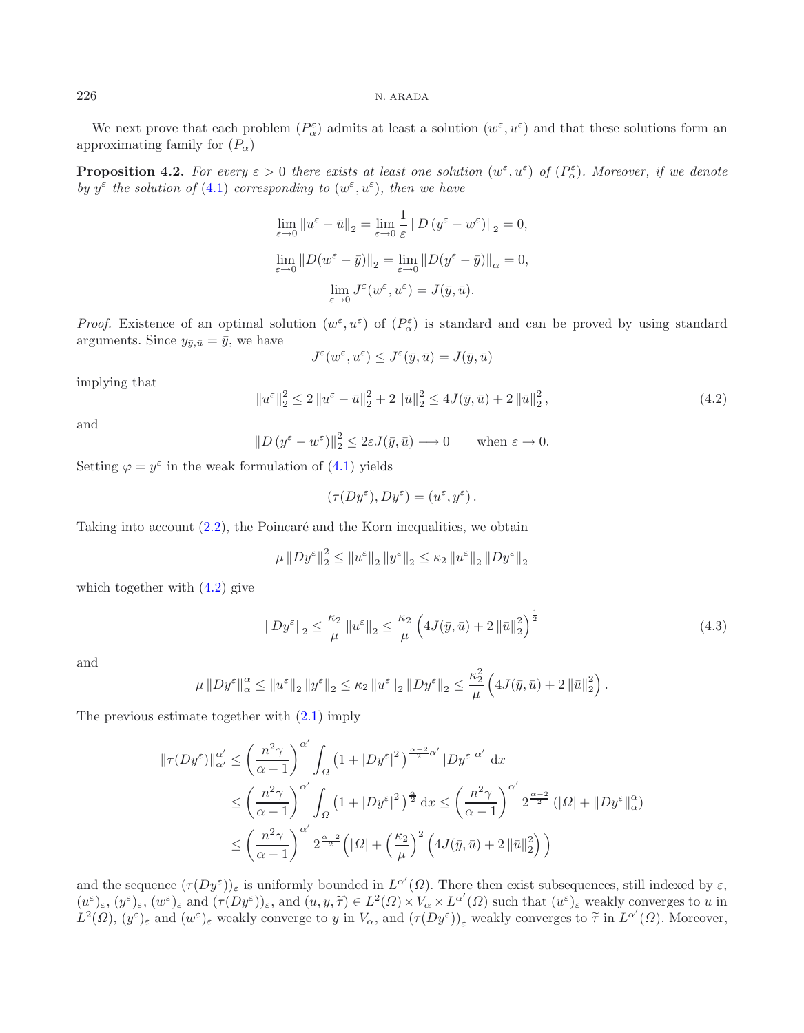We next prove that each problem $(P_\alpha^\varepsilon)$ admits at least a solution $(w^\varepsilon, u^\varepsilon)$ and that these solutions form an approximating family for $(P_\alpha)$

**Proposition 4.2.** *For every $\varepsilon > 0$ there exists at least one solution $(w^\varepsilon, u^\varepsilon)$ of $(P_\alpha^\varepsilon)$. Moreover, if we denote by $y^\varepsilon$ the solution of (4.1) corresponding to $(w^\varepsilon, u^\varepsilon)$, then we have*

$$\lim_{\varepsilon\to 0} \|u^\varepsilon - \bar{u}\|_2 = \lim_{\varepsilon\to 0} \frac{1}{\varepsilon} \|D(y^\varepsilon - w^\varepsilon)\|_2 = 0,$$

$$\lim_{\varepsilon\to 0} \|D(w^\varepsilon - \bar{y})\|_2 = \lim_{\varepsilon\to 0} \|D(y^\varepsilon - \bar{y})\|_\alpha = 0,$$

$$\lim_{\varepsilon\to 0} J^\varepsilon(w^\varepsilon, u^\varepsilon) = J(\bar{y}, \bar{u}).$$

*Proof.* Existence of an optimal solution $(w^\varepsilon, u^\varepsilon)$ of $(P_\alpha^\varepsilon)$ is standard and can be proved by using standard arguments. Since $y_{\bar{y},\bar{u}} = \bar{y}$, we have

$$J^\varepsilon(w^\varepsilon, u^\varepsilon) \le J^\varepsilon(\bar{y}, \bar{u}) = J(\bar{y}, \bar{u})$$

implying that

$$\|u^\varepsilon\|_2^2 \le 2\|u^\varepsilon - \bar{u}\|_2^2 + 2\|\bar{u}\|_2^2 \le 4J(\bar{y}, \bar{u}) + 2\|\bar{u}\|_2^2, \tag{4.2}$$

and

$$\|D(y^\varepsilon - w^\varepsilon)\|_2^2 \le 2\varepsilon J(\bar{y}, \bar{u}) \longrightarrow 0 \qquad \text{when } \varepsilon \to 0.$$

Setting $\varphi = y^\varepsilon$ in the weak formulation of (4.1) yields

$$(\tau(Dy^\varepsilon), Dy^\varepsilon) = (u^\varepsilon, y^\varepsilon).$$

Taking into account (2.2), the Poincaré and the Korn inequalities, we obtain

$$\mu \|Dy^\varepsilon\|_2^2 \le \|u^\varepsilon\|_2 \|y^\varepsilon\|_2 \le \kappa_2 \|u^\varepsilon\|_2 \|Dy^\varepsilon\|_2$$

which together with (4.2) give

$$\|Dy^\varepsilon\|_2 \le \frac{\kappa_2}{\mu} \|u^\varepsilon\|_2 \le \frac{\kappa_2}{\mu} \left(4J(\bar{y}, \bar{u}) + 2\|\bar{u}\|_2^2\right)^{\frac{1}{2}} \tag{4.3}$$

and

$$\mu \|Dy^\varepsilon\|_\alpha^\alpha \le \|u^\varepsilon\|_2 \|y^\varepsilon\|_2 \le \kappa_2 \|u^\varepsilon\|_2 \|Dy^\varepsilon\|_2 \le \frac{\kappa_2^2}{\mu} \left(4J(\bar{y}, \bar{u}) + 2\|\bar{u}\|_2^2\right).$$

The previous estimate together with (2.1) imply

$$\begin{aligned}
\|\tau(Dy^\varepsilon)\|_{\alpha'}^{\alpha'} &\le \left(\frac{n^2\gamma}{\alpha - 1}\right)^{\alpha'} \int_\Omega \left(1 + |Dy^\varepsilon|^2\right)^{\frac{\alpha-2}{2}\alpha'} |Dy^\varepsilon|^{\alpha'} \,\mathrm{d}x \\
&\le \left(\frac{n^2\gamma}{\alpha - 1}\right)^{\alpha'} \int_\Omega \left(1 + |Dy^\varepsilon|^2\right)^{\frac{\alpha}{2}} \mathrm{d}x \le \left(\frac{n^2\gamma}{\alpha - 1}\right)^{\alpha'} 2^{\frac{\alpha-2}{2}} \left(|\Omega| + \|Dy^\varepsilon\|_\alpha^\alpha\right) \\
&\le \left(\frac{n^2\gamma}{\alpha - 1}\right)^{\alpha'} 2^{\frac{\alpha-2}{2}} \left(|\Omega| + \left(\frac{\kappa_2}{\mu}\right)^2 \left(4J(\bar{y}, \bar{u}) + 2\|\bar{u}\|_2^2\right)\right)
\end{aligned}$$

and the sequence $(\tau(Dy^\varepsilon))_\varepsilon$ is uniformly bounded in $L^{\alpha'}(\Omega)$. There then exist subsequences, still indexed by $\varepsilon$, $(u^\varepsilon)_\varepsilon$, $(y^\varepsilon)_\varepsilon$, $(w^\varepsilon)_\varepsilon$ and $(\tau(Dy^\varepsilon))_\varepsilon$, and $(u, y, \widetilde{\tau}) \in L^2(\Omega) \times V_\alpha \times L^{\alpha'}(\Omega)$ such that $(u^\varepsilon)_\varepsilon$ weakly converges to $u$ in $L^2(\Omega)$, $(y^\varepsilon)_\varepsilon$ and $(w^\varepsilon)_\varepsilon$ weakly converge to $y$ in $V_\alpha$, and $(\tau(Dy^\varepsilon))_\varepsilon$ weakly converges to $\widetilde{\tau}$ in $L^{\alpha'}(\Omega)$. Moreover,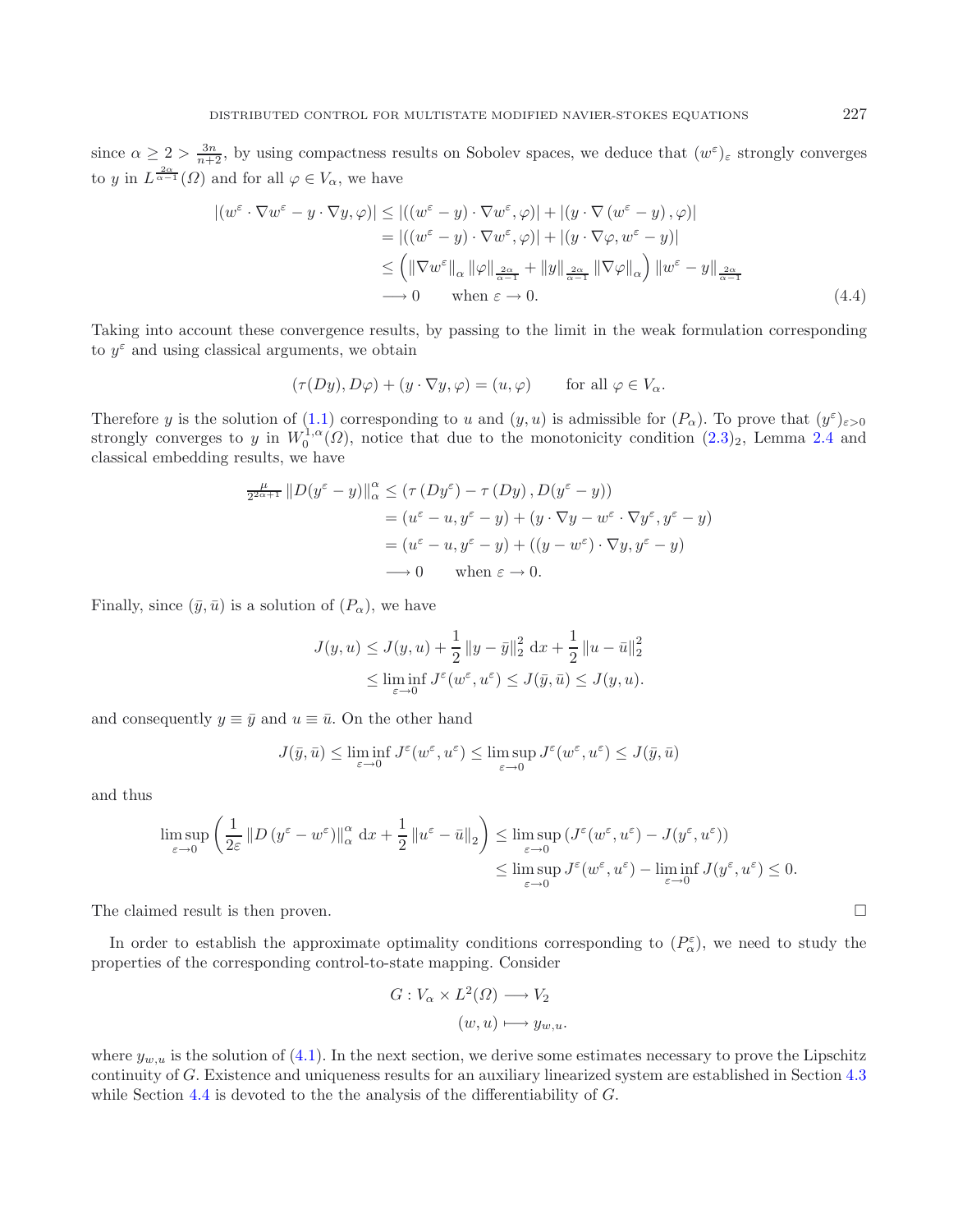since $\alpha \geq 2 > \frac{3n}{n+2}$, by using compactness results on Sobolev spaces, we deduce that $(w^\varepsilon)_\varepsilon$ strongly converges to $y$ in $L^{\frac{2\alpha}{\alpha-1}}(\Omega)$ and for all $\varphi \in V_\alpha$, we have

$$
\begin{aligned}
|(w^\varepsilon \cdot \nabla w^\varepsilon - y \cdot \nabla y, \varphi)| &\leq |((w^\varepsilon - y) \cdot \nabla w^\varepsilon, \varphi)| + |(y \cdot \nabla (w^\varepsilon - y), \varphi)| \\
&= |((w^\varepsilon - y) \cdot \nabla w^\varepsilon, \varphi)| + |(y \cdot \nabla \varphi, w^\varepsilon - y)| \\
&\leq \left( \|\nabla w^\varepsilon\|_\alpha \|\varphi\|_{\frac{2\alpha}{\alpha-1}} + \|y\|_{\frac{2\alpha}{\alpha-1}} \|\nabla \varphi\|_\alpha \right) \|w^\varepsilon - y\|_{\frac{2\alpha}{\alpha-1}} \\
&\longrightarrow 0 \qquad \text{when } \varepsilon \to 0.
\end{aligned} \tag{4.4}
$$

Taking into account these convergence results, by passing to the limit in the weak formulation corresponding to $y^\varepsilon$ and using classical arguments, we obtain

$$
(\tau(Dy), D\varphi) + (y \cdot \nabla y, \varphi) = (u, \varphi) \qquad \text{for all } \varphi \in V_\alpha.
$$

Therefore $y$ is the solution of (1.1) corresponding to $u$ and $(y, u)$ is admissible for $(P_\alpha)$. To prove that $(y^\varepsilon)_{\varepsilon>0}$ strongly converges to $y$ in $W_0^{1,\alpha}(\Omega)$, notice that due to the monotonicity condition $(2.3)_2$, Lemma 2.4 and classical embedding results, we have

$$
\begin{aligned}
\tfrac{\mu}{2^{2\alpha+1}} \|D(y^\varepsilon - y)\|_\alpha^\alpha &\leq (\tau(Dy^\varepsilon) - \tau(Dy), D(y^\varepsilon - y)) \\
&= (u^\varepsilon - u, y^\varepsilon - y) + (y \cdot \nabla y - w^\varepsilon \cdot \nabla y^\varepsilon, y^\varepsilon - y) \\
&= (u^\varepsilon - u, y^\varepsilon - y) + ((y - w^\varepsilon) \cdot \nabla y, y^\varepsilon - y) \\
&\longrightarrow 0 \qquad \text{when } \varepsilon \to 0.
\end{aligned}
$$

Finally, since $(\bar{y}, \bar{u})$ is a solution of $(P_\alpha)$, we have

$$
\begin{aligned}
J(y, u) &\leq J(y, u) + \frac{1}{2} \|y - \bar{y}\|_2^2 \, \mathrm{d}x + \frac{1}{2} \|u - \bar{u}\|_2^2 \\
&\leq \liminf_{\varepsilon \to 0} J^\varepsilon(w^\varepsilon, u^\varepsilon) \leq J(\bar{y}, \bar{u}) \leq J(y, u).
\end{aligned}
$$

and consequently $y \equiv \bar{y}$ and $u \equiv \bar{u}$. On the other hand

$$
J(\bar{y}, \bar{u}) \leq \liminf_{\varepsilon \to 0} J^\varepsilon(w^\varepsilon, u^\varepsilon) \leq \limsup_{\varepsilon \to 0} J^\varepsilon(w^\varepsilon, u^\varepsilon) \leq J(\bar{y}, \bar{u})
$$

and thus

$$
\begin{aligned}
\limsup_{\varepsilon \to 0} \left( \frac{1}{2\varepsilon} \|D(y^\varepsilon - w^\varepsilon)\|_\alpha^\alpha \, \mathrm{d}x + \frac{1}{2} \|u^\varepsilon - \bar{u}\|_2 \right) &\leq \limsup_{\varepsilon \to 0} (J^\varepsilon(w^\varepsilon, u^\varepsilon) - J(y^\varepsilon, u^\varepsilon)) \\
&\leq \limsup_{\varepsilon \to 0} J^\varepsilon(w^\varepsilon, u^\varepsilon) - \liminf_{\varepsilon \to 0} J(y^\varepsilon, u^\varepsilon) \leq 0.
\end{aligned}
$$

The claimed result is then proven. $\square$

In order to establish the approximate optimality conditions corresponding to $(P_\alpha^\varepsilon)$, we need to study the properties of the corresponding control-to-state mapping. Consider

$$
\begin{aligned}
G : V_\alpha \times L^2(\Omega) &\longrightarrow V_2 \\
(w, u) &\longmapsto y_{w,u}.
\end{aligned}
$$

where $y_{w,u}$ is the solution of (4.1). In the next section, we derive some estimates necessary to prove the Lipschitz continuity of $G$. Existence and uniqueness results for an auxiliary linearized system are established in Section 4.3 while Section 4.4 is devoted to the the analysis of the differentiability of $G$.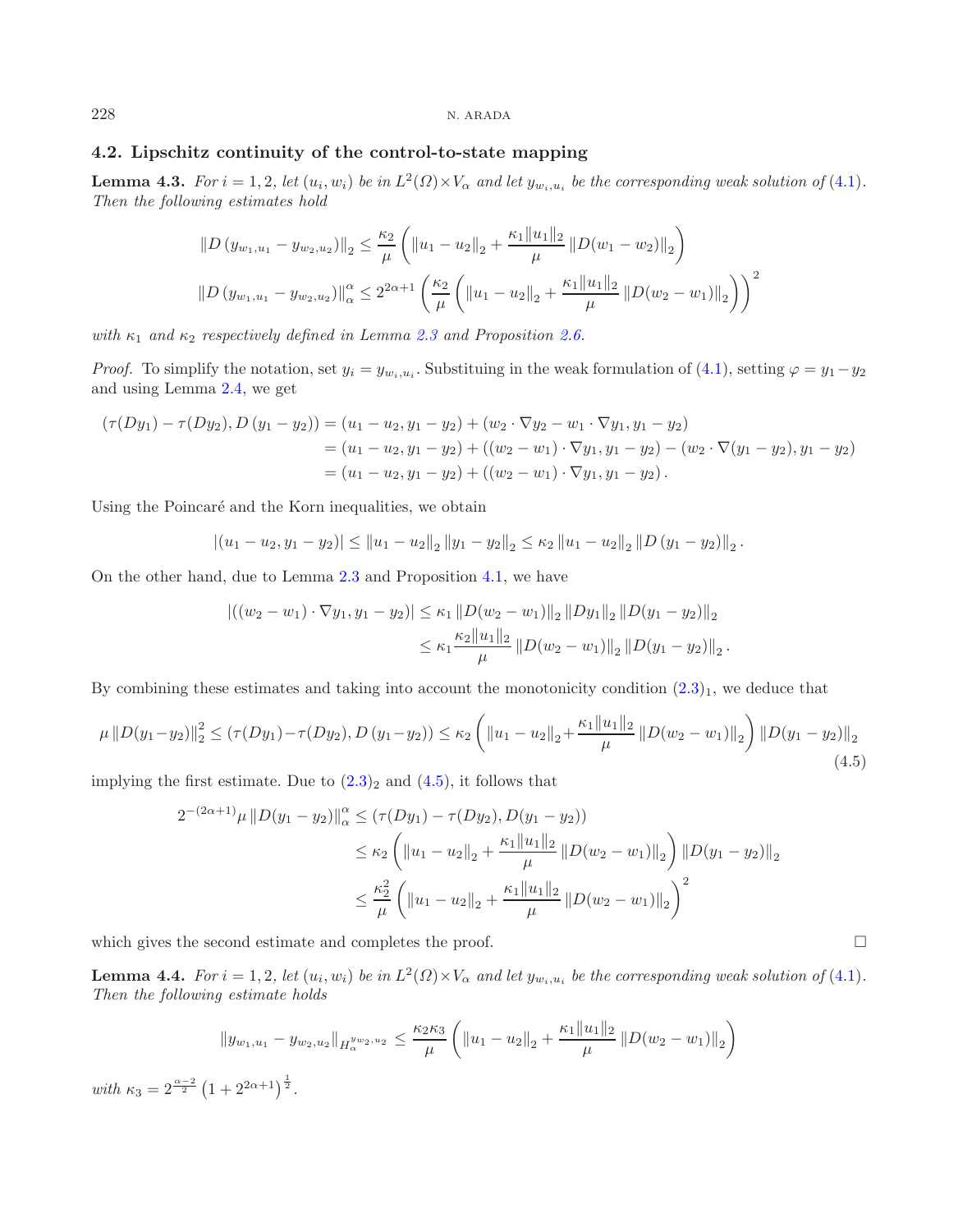### 4.2. Lipschitz continuity of the control-to-state mapping

**Lemma 4.3.** *For $i = 1, 2$, let $(u_i, w_i)$ be in $L^2(\Omega) \times V_\alpha$ and let $y_{w_i,u_i}$ be the corresponding weak solution of (4.1). Then the following estimates hold*

$$\|D(y_{w_1,u_1} - y_{w_2,u_2})\|_2 \le \frac{\kappa_2}{\mu}\left(\|u_1 - u_2\|_2 + \frac{\kappa_1\|u_1\|_2}{\mu}\|D(w_1 - w_2)\|_2\right)$$

$$\|D(y_{w_1,u_1} - y_{w_2,u_2})\|_\alpha^\alpha \le 2^{2\alpha+1}\left(\frac{\kappa_2}{\mu}\left(\|u_1 - u_2\|_2 + \frac{\kappa_1\|u_1\|_2}{\mu}\|D(w_2 - w_1)\|_2\right)\right)^2$$

*with $\kappa_1$ and $\kappa_2$ respectively defined in Lemma 2.3 and Proposition 2.6.*

*Proof.* To simplify the notation, set $y_i = y_{w_i,u_i}$. Substituing in the weak formulation of (4.1), setting $\varphi = y_1 - y_2$ and using Lemma 2.4, we get

$$\begin{aligned}
(\tau(Dy_1) - \tau(Dy_2), D(y_1 - y_2)) &= (u_1 - u_2, y_1 - y_2) + (w_2 \cdot \nabla y_2 - w_1 \cdot \nabla y_1, y_1 - y_2) \\
&= (u_1 - u_2, y_1 - y_2) + ((w_2 - w_1) \cdot \nabla y_1, y_1 - y_2) - (w_2 \cdot \nabla(y_1 - y_2), y_1 - y_2) \\
&= (u_1 - u_2, y_1 - y_2) + ((w_2 - w_1) \cdot \nabla y_1, y_1 - y_2).
\end{aligned}$$

Using the Poincaré and the Korn inequalities, we obtain

$$|(u_1 - u_2, y_1 - y_2)| \le \|u_1 - u_2\|_2 \|y_1 - y_2\|_2 \le \kappa_2 \|u_1 - u_2\|_2 \|D(y_1 - y_2)\|_2.$$

On the other hand, due to Lemma 2.3 and Proposition 4.1, we have

$$\begin{aligned}
|((w_2 - w_1) \cdot \nabla y_1, y_1 - y_2)| &\le \kappa_1 \|D(w_2 - w_1)\|_2 \|Dy_1\|_2 \|D(y_1 - y_2)\|_2 \\
&\le \kappa_1 \frac{\kappa_2\|u_1\|_2}{\mu}\|D(w_2 - w_1)\|_2 \|D(y_1 - y_2)\|_2.
\end{aligned}$$

By combining these estimates and taking into account the monotonicity condition $(2.3)_1$, we deduce that

$$\mu\|D(y_1 - y_2)\|_2^2 \le (\tau(Dy_1) - \tau(Dy_2), D(y_1 - y_2)) \le \kappa_2\left(\|u_1 - u_2\|_2 + \frac{\kappa_1\|u_1\|_2}{\mu}\|D(w_2 - w_1)\|_2\right)\|D(y_1 - y_2)\|_2 \tag{4.5}$$

implying the first estimate. Due to $(2.3)_2$ and (4.5), it follows that

$$\begin{aligned}
2^{-(2\alpha+1)}\mu\|D(y_1 - y_2)\|_\alpha^\alpha &\le (\tau(Dy_1) - \tau(Dy_2), D(y_1 - y_2)) \\
&\le \kappa_2\left(\|u_1 - u_2\|_2 + \frac{\kappa_1\|u_1\|_2}{\mu}\|D(w_2 - w_1)\|_2\right)\|D(y_1 - y_2)\|_2 \\
&\le \frac{\kappa_2^2}{\mu}\left(\|u_1 - u_2\|_2 + \frac{\kappa_1\|u_1\|_2}{\mu}\|D(w_2 - w_1)\|_2\right)^2
\end{aligned}$$

which gives the second estimate and completes the proof. □

**Lemma 4.4.** *For $i = 1, 2$, let $(u_i, w_i)$ be in $L^2(\Omega) \times V_\alpha$ and let $y_{w_i,u_i}$ be the corresponding weak solution of (4.1). Then the following estimate holds*

$$\|y_{w_1,u_1} - y_{w_2,u_2}\|_{H_\alpha^{y_{w_2,u_2}}} \le \frac{\kappa_2\kappa_3}{\mu}\left(\|u_1 - u_2\|_2 + \frac{\kappa_1\|u_1\|_2}{\mu}\|D(w_2 - w_1)\|_2\right)$$

*with $\kappa_3 = 2^{\frac{\alpha-2}{2}}\left(1 + 2^{2\alpha+1}\right)^{\frac{1}{2}}$.*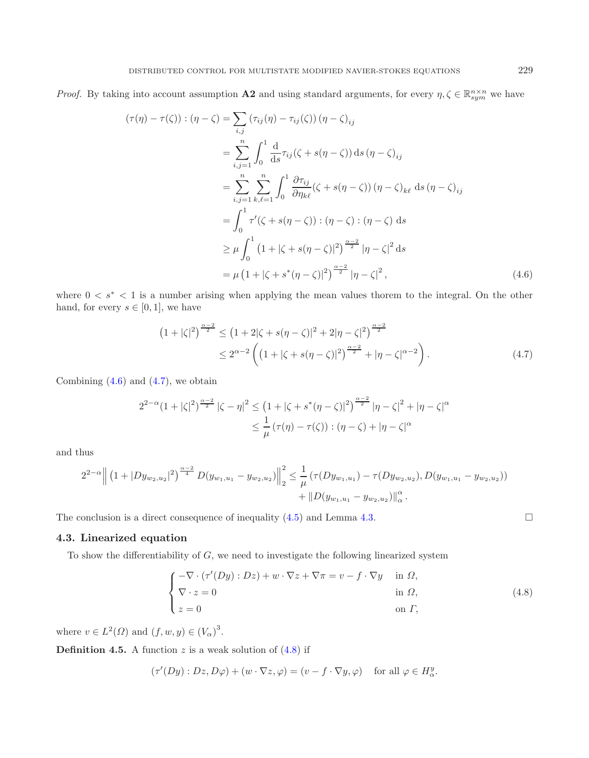*Proof.* By taking into account assumption **A2** and using standard arguments, for every $\eta, \zeta \in \mathbb{R}^{n\times n}_{sym}$ we have

$$
\begin{aligned}
(\tau(\eta) - \tau(\zeta)) : (\eta - \zeta) &= \sum_{i,j} \left(\tau_{ij}(\eta) - \tau_{ij}(\zeta)\right)(\eta - \zeta)_{ij} \\
&= \sum_{i,j=1}^{n} \int_0^1 \frac{\mathrm{d}}{\mathrm{d}s}\tau_{ij}(\zeta + s(\eta - \zeta))\,\mathrm{d}s\,(\eta - \zeta)_{ij} \\
&= \sum_{i,j=1}^{n} \sum_{k,\ell=1}^{n} \int_0^1 \frac{\partial \tau_{ij}}{\partial \eta_{k\ell}}(\zeta + s(\eta - \zeta))\,(\eta - \zeta)_{k\ell}\,\mathrm{d}s\,(\eta - \zeta)_{ij} \\
&= \int_0^1 \tau'(\zeta + s(\eta - \zeta)) : (\eta - \zeta) : (\eta - \zeta)\,\mathrm{d}s \\
&\geq \mu \int_0^1 \left(1 + |\zeta + s(\eta - \zeta)|^2\right)^{\frac{\alpha-2}{2}} |\eta - \zeta|^2\,\mathrm{d}s \\
&= \mu \left(1 + |\zeta + s^*(\eta - \zeta)|^2\right)^{\frac{\alpha-2}{2}} |\eta - \zeta|^2,
\end{aligned} \tag{4.6}
$$

where $0 < s^* < 1$ is a number arising when applying the mean values thorem to the integral. On the other hand, for every $s \in [0,1]$, we have

$$
\begin{aligned}
\left(1 + |\zeta|^2\right)^{\frac{\alpha-2}{2}} &\leq \left(1 + 2|\zeta + s(\eta - \zeta)|^2 + 2|\eta - \zeta|^2\right)^{\frac{\alpha-2}{2}} \\
&\leq 2^{\alpha-2}\left(\left(1 + |\zeta + s(\eta - \zeta)|^2\right)^{\frac{\alpha-2}{2}} + |\eta - \zeta|^{\alpha-2}\right).
\end{aligned} \tag{4.7}
$$

Combining (4.6) and (4.7), we obtain

$$
\begin{aligned}
2^{2-\alpha}(1 + |\zeta|^2)^{\frac{\alpha-2}{2}} |\zeta - \eta|^2 &\leq \left(1 + |\zeta + s^*(\eta - \zeta)|^2\right)^{\frac{\alpha-2}{2}} |\eta - \zeta|^2 + |\eta - \zeta|^\alpha \\
&\leq \frac{1}{\mu}\left(\tau(\eta) - \tau(\zeta)\right) : (\eta - \zeta) + |\eta - \zeta|^\alpha
\end{aligned}
$$

and thus

$$
\begin{aligned}
2^{2-\alpha}\left\| \left(1 + |Dy_{w_2,u_2}|^2\right)^{\frac{\alpha-2}{4}} D(y_{w_1,u_1} - y_{w_2,u_2}) \right\|_2^2 &\leq \frac{1}{\mu}\left(\tau(Dy_{w_1,u_1}) - \tau(Dy_{w_2,u_2}), D(y_{w_1,u_1} - y_{w_2,u_2})\right) \\
&\quad + \|D(y_{w_1,u_1} - y_{w_2,u_2})\|_\alpha^\alpha.
\end{aligned}
$$

The conclusion is a direct consequence of inequality (4.5) and Lemma 4.3. $\square$

### 4.3. Linearized equation

To show the differentiability of $G$, we need to investigate the following linearized system

$$
\begin{cases}
-\nabla \cdot (\tau'(Dy) : Dz) + w \cdot \nabla z + \nabla \pi = v - f \cdot \nabla y & \text{in } \Omega, \\
\nabla \cdot z = 0 & \text{in } \Omega, \\
z = 0 & \text{on } \Gamma,
\end{cases} \tag{4.8}
$$

where $v \in L^2(\Omega)$ and $(f, w, y) \in (V_\alpha)^3$.

**Definition 4.5.** A function $z$ is a weak solution of (4.8) if

$$
(\tau'(Dy) : Dz, D\varphi) + (w \cdot \nabla z, \varphi) = (v - f \cdot \nabla y, \varphi) \quad \text{for all } \varphi \in H^y_\alpha.
$$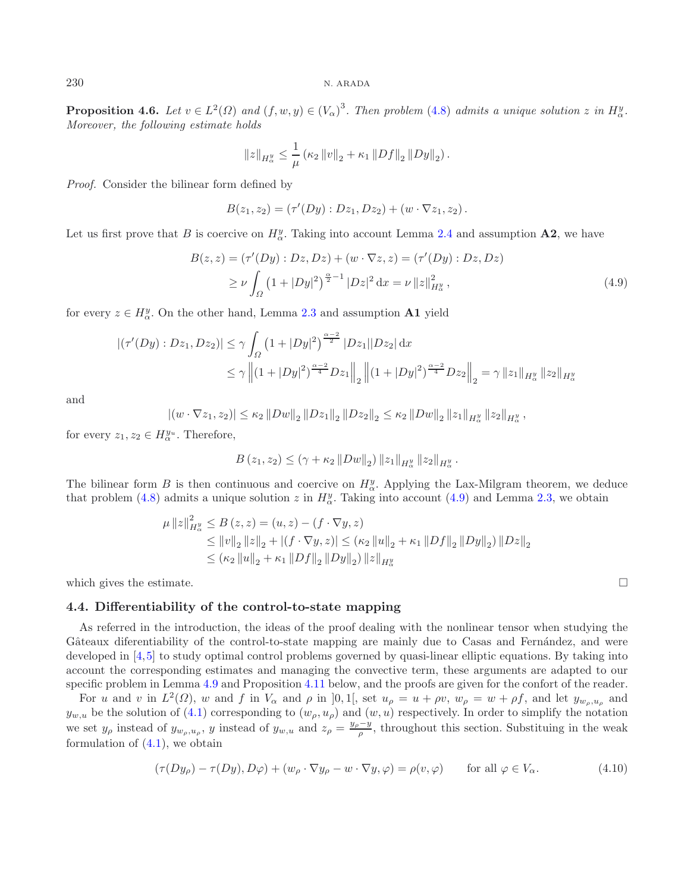**Proposition 4.6.** *Let $v \in L^2(\Omega)$ and $(f, w, y) \in (V_\alpha)^3$. Then problem (4.8) admits a unique solution $z$ in $H^y_\alpha$. Moreover, the following estimate holds*

$$\|z\|_{H^y_\alpha} \le \frac{1}{\mu} \left( \kappa_2 \|v\|_2 + \kappa_1 \|Df\|_2 \|Dy\|_2 \right).$$

*Proof.* Consider the bilinear form defined by

$$B(z_1, z_2) = (\tau'(Dy) : Dz_1, Dz_2) + (w \cdot \nabla z_1, z_2).$$

Let us first prove that $B$ is coercive on $H^y_\alpha$. Taking into account Lemma 2.4 and assumption **A2**, we have

$$\begin{aligned} B(z, z) &= (\tau'(Dy) : Dz, Dz) + (w \cdot \nabla z, z) = (\tau'(Dy) : Dz, Dz) \\ &\ge \nu \int_\Omega \left(1 + |Dy|^2\right)^{\frac{\alpha}{2} - 1} |Dz|^2 \, \mathrm{d}x = \nu \|z\|^2_{H^y_\alpha}, \end{aligned} \tag{4.9}$$

for every $z \in H^y_\alpha$. On the other hand, Lemma 2.3 and assumption **A1** yield

$$\begin{aligned} |(\tau'(Dy) : Dz_1, Dz_2)| &\le \gamma \int_\Omega \left(1 + |Dy|^2\right)^{\frac{\alpha-2}{2}} |Dz_1||Dz_2| \, \mathrm{d}x \\ &\le \gamma \left\| (1 + |Dy|^2)^{\frac{\alpha-2}{4}} Dz_1 \right\|_2 \left\| (1 + |Dy|^2)^{\frac{\alpha-2}{4}} Dz_2 \right\|_2 = \gamma \|z_1\|_{H^y_\alpha} \|z_2\|_{H^y_\alpha} \end{aligned}$$

and

$$|(w \cdot \nabla z_1, z_2)| \le \kappa_2 \|Dw\|_2 \|Dz_1\|_2 \|Dz_2\|_2 \le \kappa_2 \|Dw\|_2 \|z_1\|_{H^y_\alpha} \|z_2\|_{H^y_\alpha},$$

for every $z_1, z_2 \in H^{y_u}_\alpha$. Therefore,

$$B(z_1, z_2) \le (\gamma + \kappa_2 \|Dw\|_2) \|z_1\|_{H^y_\alpha} \|z_2\|_{H^y_\alpha}.$$

The bilinear form $B$ is then continuous and coercive on $H^y_\alpha$. Applying the Lax-Milgram theorem, we deduce that problem (4.8) admits a unique solution $z$ in $H^y_\alpha$. Taking into account (4.9) and Lemma 2.3, we obtain

$$\begin{aligned} \mu \|z\|^2_{H^y_\alpha} &\le B(z, z) = (u, z) - (f \cdot \nabla y, z) \\ &\le \|v\|_2 \|z\|_2 + |(f \cdot \nabla y, z)| \le (\kappa_2 \|u\|_2 + \kappa_1 \|Df\|_2 \|Dy\|_2) \|Dz\|_2 \\ &\le (\kappa_2 \|u\|_2 + \kappa_1 \|Df\|_2 \|Dy\|_2) \|z\|_{H^y_\alpha} \end{aligned}$$

which gives the estimate. □

### 4.4. Differentiability of the control-to-state mapping

As referred in the introduction, the ideas of the proof dealing with the nonlinear tensor when studying the Gâteaux diferentiability of the control-to-state mapping are mainly due to Casas and Fernández, and were developed in [4,5] to study optimal control problems governed by quasi-linear elliptic equations. By taking into account the corresponding estimates and managing the convective term, these arguments are adapted to our specific problem in Lemma 4.9 and Proposition 4.11 below, and the proofs are given for the confort of the reader.

For $u$ and $v$ in $L^2(\Omega)$, $w$ and $f$ in $V_\alpha$ and $\rho$ in $]0, 1[$, set $u_\rho = u + \rho v$, $w_\rho = w + \rho f$, and let $y_{w_\rho, u_\rho}$ and $y_{w,u}$ be the solution of (4.1) corresponding to $(w_\rho, u_\rho)$ and $(w, u)$ respectively. In order to simplify the notation we set $y_\rho$ instead of $y_{w_\rho, u_\rho}$, $y$ instead of $y_{w,u}$ and $z_\rho = \frac{y_\rho - y}{\rho}$, throughout this section. Substituing in the weak formulation of (4.1), we obtain

$$(\tau(Dy_\rho) - \tau(Dy), D\varphi) + (w_\rho \cdot \nabla y_\rho - w \cdot \nabla y, \varphi) = \rho(v, \varphi) \qquad \text{for all } \varphi \in V_\alpha. \tag{4.10}$$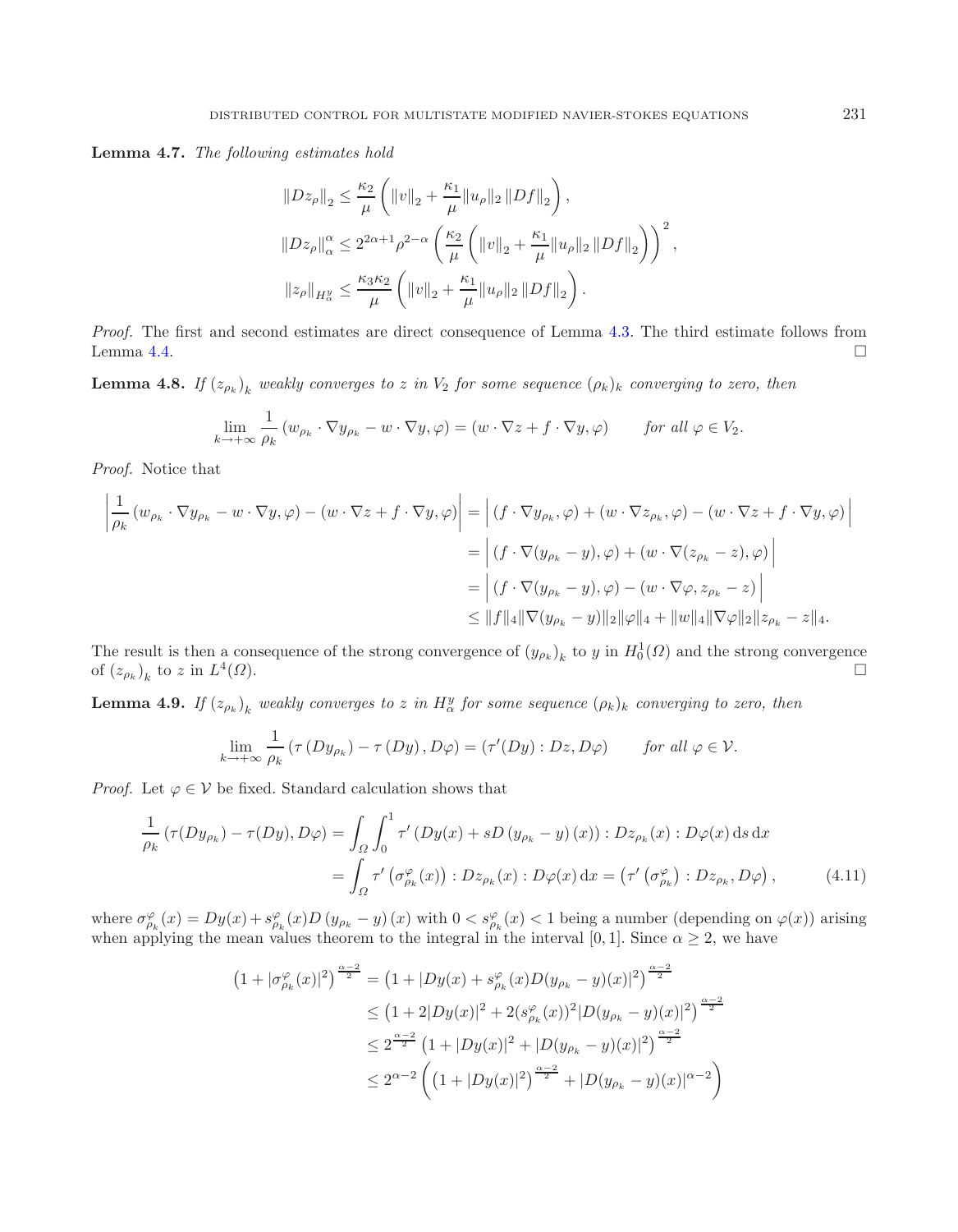**Lemma 4.7.** *The following estimates hold*

$$
\begin{aligned}
&\|Dz_\rho\|_2 \leq \frac{\kappa_2}{\mu}\left(\|v\|_2 + \frac{\kappa_1}{\mu}\|u_\rho\|_2 \|Df\|_2\right), \\
&\|Dz_\rho\|_\alpha^\alpha \leq 2^{2\alpha+1}\rho^{2-\alpha}\left(\frac{\kappa_2}{\mu}\left(\|v\|_2 + \frac{\kappa_1}{\mu}\|u_\rho\|_2 \|Df\|_2\right)\right)^2, \\
&\|z_\rho\|_{H_\alpha^y} \leq \frac{\kappa_3\kappa_2}{\mu}\left(\|v\|_2 + \frac{\kappa_1}{\mu}\|u_\rho\|_2 \|Df\|_2\right).
\end{aligned}
$$

*Proof.* The first and second estimates are direct consequence of Lemma 4.3. The third estimate follows from Lemma 4.4. $\square$

**Lemma 4.8.** *If $(z_{\rho_k})_k$ weakly converges to $z$ in $V_2$ for some sequence $(\rho_k)_k$ converging to zero, then*

$$
\lim_{k\to+\infty} \frac{1}{\rho_k}\left(w_{\rho_k}\cdot\nabla y_{\rho_k} - w\cdot\nabla y, \varphi\right) = (w\cdot\nabla z + f\cdot\nabla y, \varphi) \qquad \text{for all } \varphi \in V_2.
$$

*Proof.* Notice that

$$
\begin{aligned}
\left|\frac{1}{\rho_k}\left(w_{\rho_k}\cdot\nabla y_{\rho_k} - w\cdot\nabla y, \varphi\right) - (w\cdot\nabla z + f\cdot\nabla y, \varphi)\right| &= \Big|\left(f\cdot\nabla y_{\rho_k}, \varphi\right) + \left(w\cdot\nabla z_{\rho_k}, \varphi\right) - (w\cdot\nabla z + f\cdot\nabla y, \varphi)\Big| \\
&= \Big|\left(f\cdot\nabla(y_{\rho_k} - y), \varphi\right) + \left(w\cdot\nabla(z_{\rho_k} - z), \varphi\right)\Big| \\
&= \Big|\left(f\cdot\nabla(y_{\rho_k} - y), \varphi\right) - \left(w\cdot\nabla\varphi, z_{\rho_k} - z\right)\Big| \\
&\leq \|f\|_4\|\nabla(y_{\rho_k} - y)\|_2\|\varphi\|_4 + \|w\|_4\|\nabla\varphi\|_2\|z_{\rho_k} - z\|_4.
\end{aligned}
$$

The result is then a consequence of the strong convergence of $(y_{\rho_k})_k$ to $y$ in $H_0^1(\Omega)$ and the strong convergence of $(z_{\rho_k})_k$ to $z$ in $L^4(\Omega)$. $\square$

**Lemma 4.9.** *If $(z_{\rho_k})_k$ weakly converges to $z$ in $H_\alpha^y$ for some sequence $(\rho_k)_k$ converging to zero, then*

$$
\lim_{k\to+\infty} \frac{1}{\rho_k}\left(\tau\left(Dy_{\rho_k}\right) - \tau\left(Dy\right), D\varphi\right) = \left(\tau'(Dy) : Dz, D\varphi\right) \qquad \text{for all } \varphi \in \mathcal{V}.
$$

*Proof.* Let $\varphi \in \mathcal{V}$ be fixed. Standard calculation shows that

$$
\begin{aligned}
\frac{1}{\rho_k}\left(\tau(Dy_{\rho_k}) - \tau(Dy), D\varphi\right) &= \int_\Omega\int_0^1 \tau'\left(Dy(x) + sD\left(y_{\rho_k} - y\right)(x)\right) : Dz_{\rho_k}(x) : D\varphi(x)\,\mathrm{d}s\,\mathrm{d}x \\
&= \int_\Omega \tau'\left(\sigma_{\rho_k}^\varphi(x)\right) : Dz_{\rho_k}(x) : D\varphi(x)\,\mathrm{d}x = \left(\tau'\left(\sigma_{\rho_k}^\varphi\right) : Dz_{\rho_k}, D\varphi\right),
\end{aligned}
\tag{4.11}
$$

where $\sigma_{\rho_k}^\varphi(x) = Dy(x) + s_{\rho_k}^\varphi(x)D\left(y_{\rho_k} - y\right)(x)$ with $0 < s_{\rho_k}^\varphi(x) < 1$ being a number (depending on $\varphi(x)$) arising when applying the mean values theorem to the integral in the interval $[0,1]$. Since $\alpha \geq 2$, we have

$$
\begin{aligned}
\left(1 + |\sigma_{\rho_k}^\varphi(x)|^2\right)^{\frac{\alpha-2}{2}} &= \left(1 + |Dy(x) + s_{\rho_k}^\varphi(x)D(y_{\rho_k} - y)(x)|^2\right)^{\frac{\alpha-2}{2}} \\
&\leq \left(1 + 2|Dy(x)|^2 + 2(s_{\rho_k}^\varphi(x))^2|D(y_{\rho_k} - y)(x)|^2\right)^{\frac{\alpha-2}{2}} \\
&\leq 2^{\frac{\alpha-2}{2}}\left(1 + |Dy(x)|^2 + |D(y_{\rho_k} - y)(x)|^2\right)^{\frac{\alpha-2}{2}} \\
&\leq 2^{\alpha-2}\left(\left(1 + |Dy(x)|^2\right)^{\frac{\alpha-2}{2}} + |D(y_{\rho_k} - y)(x)|^{\alpha-2}\right)
\end{aligned}
$$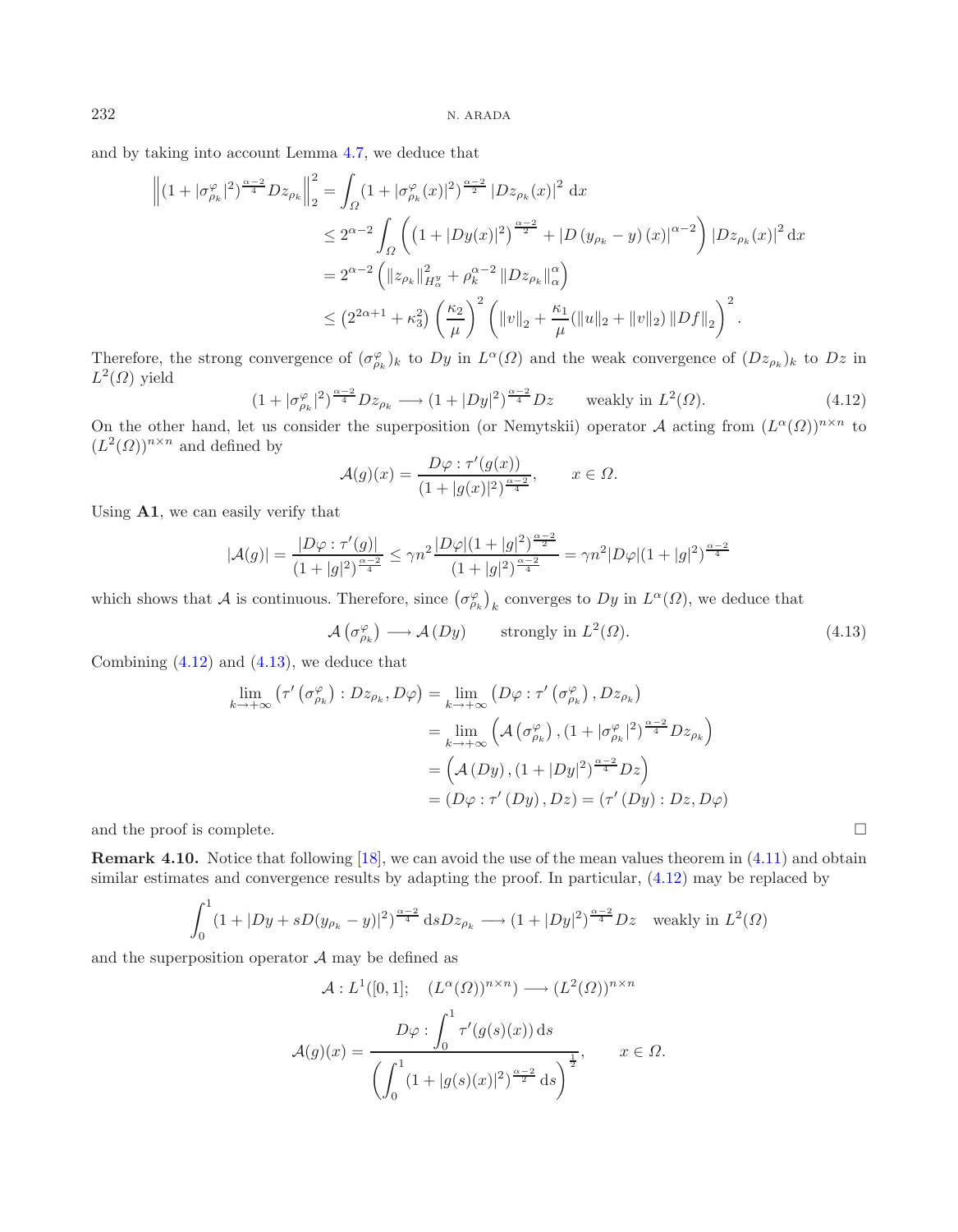and by taking into account Lemma 4.7, we deduce that

$$
\begin{aligned}
\left\|(1+|\sigma_{\rho_k}^{\varphi}|^2)^{\frac{\alpha-2}{4}} Dz_{\rho_k}\right\|_2^2 &= \int_{\Omega} (1+|\sigma_{\rho_k}^{\varphi}(x)|^2)^{\frac{\alpha-2}{2}} \left|Dz_{\rho_k}(x)\right|^2 \, \mathrm{d}x \\
&\leq 2^{\alpha-2} \int_{\Omega} \left( \left(1+|Dy(x)|^2\right)^{\frac{\alpha-2}{2}} + \left|D\left(y_{\rho_k}-y\right)(x)\right|^{\alpha-2} \right) \left|Dz_{\rho_k}(x)\right|^2 \mathrm{d}x \\
&= 2^{\alpha-2} \left( \|z_{\rho_k}\|_{H_\alpha^y}^2 + \rho_k^{\alpha-2} \left\|Dz_{\rho_k}\right\|_\alpha^\alpha \right) \\
&\leq \left(2^{2\alpha+1}+\kappa_3^2\right) \left(\frac{\kappa_2}{\mu}\right)^2 \left( \|v\|_2 + \frac{\kappa_1}{\mu}(\|u\|_2 + \|v\|_2) \left\|Df\right\|_2 \right)^2.
\end{aligned}
$$

Therefore, the strong convergence of $(\sigma_{\rho_k}^{\varphi})_k$ to $Dy$ in $L^\alpha(\Omega)$ and the weak convergence of $(Dz_{\rho_k})_k$ to $Dz$ in $L^2(\Omega)$ yield

$$
(1+|\sigma_{\rho_k}^{\varphi}|^2)^{\frac{\alpha-2}{4}} Dz_{\rho_k} \longrightarrow (1+|Dy|^2)^{\frac{\alpha-2}{4}} Dz \qquad \text{weakly in } L^2(\Omega). \tag{4.12}
$$

On the other hand, let us consider the superposition (or Nemytskii) operator $\mathcal{A}$ acting from $(L^\alpha(\Omega))^{n\times n}$ to $(L^2(\Omega))^{n\times n}$ and defined by

$$
\mathcal{A}(g)(x) = \frac{D\varphi : \tau'(g(x))}{(1+|g(x)|^2)^{\frac{\alpha-2}{4}}}, \qquad x \in \Omega.
$$

Using **A1**, we can easily verify that

$$
|\mathcal{A}(g)| = \frac{|D\varphi : \tau'(g)|}{(1+|g|^2)^{\frac{\alpha-2}{4}}} \leq \gamma n^2 \frac{|D\varphi|(1+|g|^2)^{\frac{\alpha-2}{2}}}{(1+|g|^2)^{\frac{\alpha-2}{4}}} = \gamma n^2 |D\varphi|(1+|g|^2)^{\frac{\alpha-2}{4}}
$$

which shows that $\mathcal{A}$ is continuous. Therefore, since $\left(\sigma_{\rho_k}^{\varphi}\right)_k$ converges to $Dy$ in $L^\alpha(\Omega)$, we deduce that

$$
\mathcal{A}\left(\sigma_{\rho_k}^{\varphi}\right) \longrightarrow \mathcal{A}(Dy) \qquad \text{strongly in } L^2(\Omega). \tag{4.13}
$$

Combining (4.12) and (4.13), we deduce that

$$
\begin{aligned}
\lim_{k\to+\infty} \left(\tau'\left(\sigma_{\rho_k}^{\varphi}\right) : Dz_{\rho_k}, D\varphi\right) &= \lim_{k\to+\infty} \left(D\varphi : \tau'\left(\sigma_{\rho_k}^{\varphi}\right), Dz_{\rho_k}\right) \\
&= \lim_{k\to+\infty} \left(\mathcal{A}\left(\sigma_{\rho_k}^{\varphi}\right), (1+|\sigma_{\rho_k}^{\varphi}|^2)^{\frac{\alpha-2}{4}} Dz_{\rho_k}\right) \\
&= \left(\mathcal{A}\left(Dy\right), (1+|Dy|^2)^{\frac{\alpha-2}{4}} Dz\right) \\
&= \left(D\varphi : \tau'\left(Dy\right), Dz\right) = \left(\tau'\left(Dy\right) : Dz, D\varphi\right)
\end{aligned}
$$

and the proof is complete. □

**Remark 4.10.** Notice that following [18], we can avoid the use of the mean values theorem in (4.11) and obtain similar estimates and convergence results by adapting the proof. In particular, (4.12) may be replaced by

$$
\int_0^1 (1+|Dy+sD(y_{\rho_k}-y)|^2)^{\frac{\alpha-2}{4}} \, \mathrm{d}s Dz_{\rho_k} \longrightarrow (1+|Dy|^2)^{\frac{\alpha-2}{4}} Dz \quad \text{weakly in } L^2(\Omega)
$$

and the superposition operator $\mathcal{A}$ may be defined as

$$
\mathcal{A} : L^1([0,1]; \quad (L^\alpha(\Omega))^{n\times n}) \longrightarrow (L^2(\Omega))^{n\times n}
$$

$$
\mathcal{A}(g)(x) = \frac{D\varphi : \displaystyle\int_0^1 \tau'(g(s)(x)) \, \mathrm{d}s}{\left(\displaystyle\int_0^1 (1+|g(s)(x)|^2)^{\frac{\alpha-2}{2}} \, \mathrm{d}s\right)^{\frac{1}{2}}}, \qquad x \in \Omega.
$$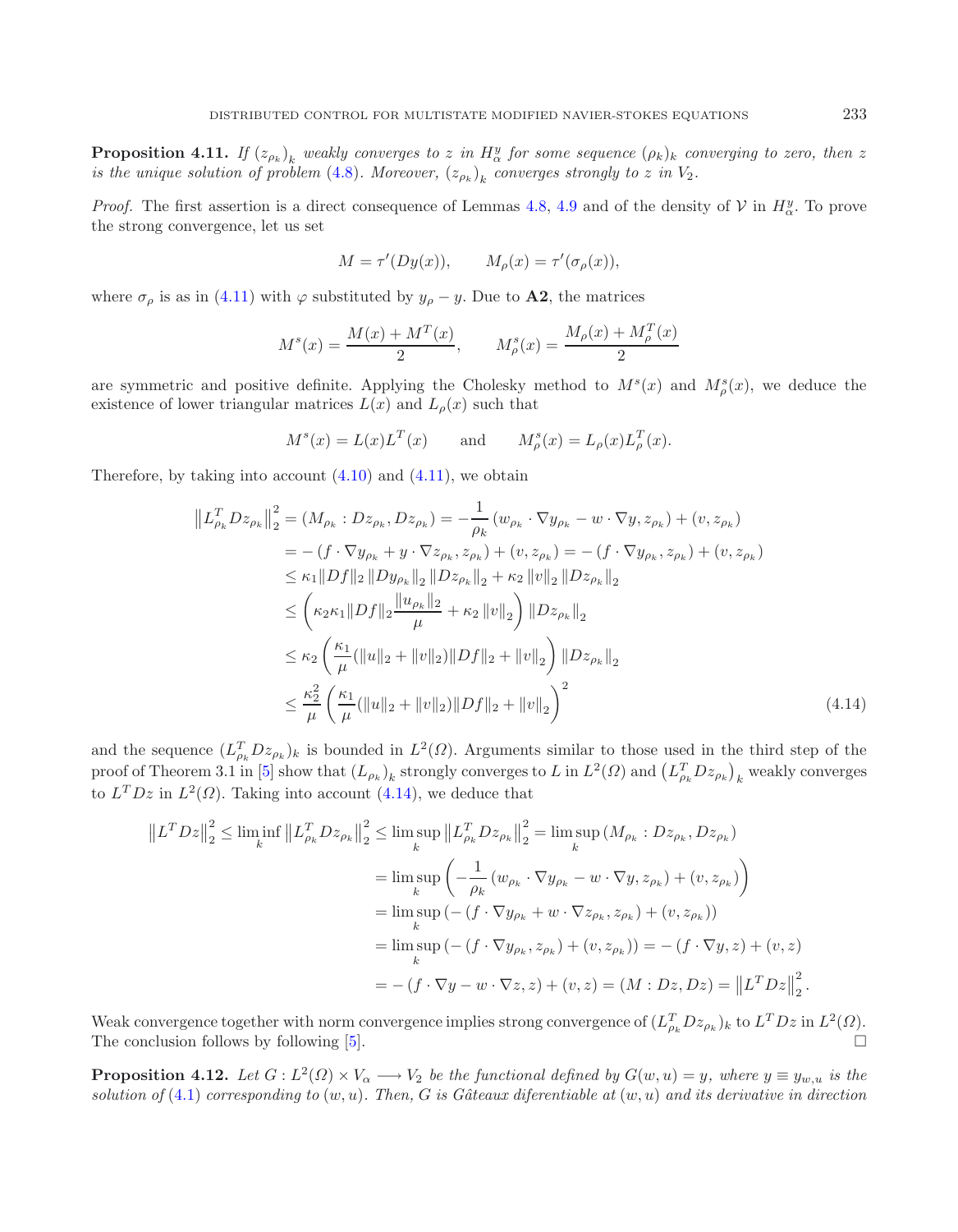**Proposition 4.11.** *If $(z_{\rho_k})_k$ weakly converges to $z$ in $H^y_\alpha$ for some sequence $(\rho_k)_k$ converging to zero, then $z$ is the unique solution of problem* (4.8)*. Moreover, $(z_{\rho_k})_k$ converges strongly to $z$ in $V_2$.*

*Proof.* The first assertion is a direct consequence of Lemmas 4.8, 4.9 and of the density of $\mathcal{V}$ in $H^y_\alpha$. To prove the strong convergence, let us set

$$M = \tau'(Dy(x)), \qquad M_\rho(x) = \tau'(\sigma_\rho(x)),$$

where $\sigma_\rho$ is as in (4.11) with $\varphi$ substituted by $y_\rho - y$. Due to **A2**, the matrices

$$M^s(x) = \frac{M(x) + M^T(x)}{2}, \qquad M^s_\rho(x) = \frac{M_\rho(x) + M^T_\rho(x)}{2}$$

are symmetric and positive definite. Applying the Cholesky method to $M^s(x)$ and $M^s_\rho(x)$, we deduce the existence of lower triangular matrices $L(x)$ and $L_\rho(x)$ such that

$$M^s(x) = L(x)L^T(x) \qquad \text{and} \qquad M^s_\rho(x) = L_\rho(x)L^T_\rho(x).$$

Therefore, by taking into account (4.10) and (4.11), we obtain

$$\begin{aligned}
\left\|L^T_{\rho_k} Dz_{\rho_k}\right\|_2^2 &= (M_{\rho_k} : Dz_{\rho_k}, Dz_{\rho_k}) = -\frac{1}{\rho_k}\left(w_{\rho_k}\cdot\nabla y_{\rho_k} - w\cdot\nabla y, z_{\rho_k}\right) + (v, z_{\rho_k}) \\
&= -\left(f\cdot\nabla y_{\rho_k} + y\cdot\nabla z_{\rho_k}, z_{\rho_k}\right) + (v, z_{\rho_k}) = -\left(f\cdot\nabla y_{\rho_k}, z_{\rho_k}\right) + (v, z_{\rho_k}) \\
&\le \kappa_1 \|Df\|_2 \|Dy_{\rho_k}\|_2 \|Dz_{\rho_k}\|_2 + \kappa_2 \|v\|_2 \|Dz_{\rho_k}\|_2 \\
&\le \left(\kappa_2\kappa_1\|Df\|_2 \frac{\|u_{\rho_k}\|_2}{\mu} + \kappa_2\|v\|_2\right)\|Dz_{\rho_k}\|_2 \\
&\le \kappa_2\left(\frac{\kappa_1}{\mu}(\|u\|_2 + \|v\|_2)\|Df\|_2 + \|v\|_2\right)\|Dz_{\rho_k}\|_2 \\
&\le \frac{\kappa_2^2}{\mu}\left(\frac{\kappa_1}{\mu}(\|u\|_2 + \|v\|_2)\|Df\|_2 + \|v\|_2\right)^2
\end{aligned} \tag{4.14}$$

and the sequence $(L^T_{\rho_k} Dz_{\rho_k})_k$ is bounded in $L^2(\Omega)$. Arguments similar to those used in the third step of the proof of Theorem 3.1 in [5] show that $(L_{\rho_k})_k$ strongly converges to $L$ in $L^2(\Omega)$ and $\left(L^T_{\rho_k} Dz_{\rho_k}\right)_k$ weakly converges to $L^T Dz$ in $L^2(\Omega)$. Taking into account (4.14), we deduce that

$$\begin{aligned}
\left\|L^T Dz\right\|_2^2 \le \liminf_k \left\|L^T_{\rho_k} Dz_{\rho_k}\right\|_2^2 &\le \limsup_k \left\|L^T_{\rho_k} Dz_{\rho_k}\right\|_2^2 = \limsup_k (M_{\rho_k} : Dz_{\rho_k}, Dz_{\rho_k}) \\
&= \limsup_k \left(-\frac{1}{\rho_k}\left(w_{\rho_k}\cdot\nabla y_{\rho_k} - w\cdot\nabla y, z_{\rho_k}\right) + (v, z_{\rho_k})\right) \\
&= \limsup_k \left(-\left(f\cdot\nabla y_{\rho_k} + w\cdot\nabla z_{\rho_k}, z_{\rho_k}\right) + (v, z_{\rho_k})\right) \\
&= \limsup_k \left(-\left(f\cdot\nabla y_{\rho_k}, z_{\rho_k}\right) + (v, z_{\rho_k})\right) = -(f\cdot\nabla y, z) + (v, z) \\
&= -(f\cdot\nabla y - w\cdot\nabla z, z) + (v, z) = (M : Dz, Dz) = \left\|L^T Dz\right\|_2^2.
\end{aligned}$$

Weak convergence together with norm convergence implies strong convergence of $(L^T_{\rho_k} Dz_{\rho_k})_k$ to $L^T Dz$ in $L^2(\Omega)$. The conclusion follows by following [5]. □

**Proposition 4.12.** *Let $G : L^2(\Omega) \times V_\alpha \longrightarrow V_2$ be the functional defined by $G(w, u) = y$, where $y \equiv y_{w,u}$ is the solution of* (4.1) *corresponding to $(w, u)$. Then, $G$ is Gâteaux diferentiable at $(w, u)$ and its derivative in direction*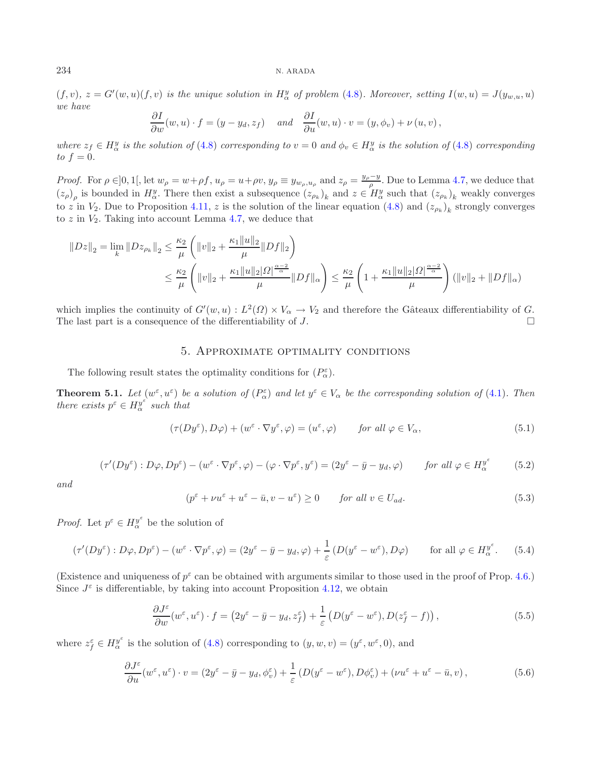$(f,v)$, $z = G'(w,u)(f,v)$ *is the unique solution in* $H^y_\alpha$ *of problem* (4.8)*. Moreover, setting* $I(w,u) = J(y_{w,u}, u)$ *we have*

$$\frac{\partial I}{\partial w}(w,u)\cdot f = (y - y_d, z_f) \quad \textit{and} \quad \frac{\partial I}{\partial u}(w,u)\cdot v = (y, \phi_v) + \nu\,(u,v)\,,$$

*where* $z_f \in H^y_\alpha$ *is the solution of* (4.8) *corresponding to* $v = 0$ *and* $\phi_v \in H^y_\alpha$ *is the solution of* (4.8) *corresponding to* $f = 0$.

*Proof.* For $\rho \in ]0,1[$, let $w_\rho = w + \rho f$, $u_\rho = u + \rho v$, $y_\rho \equiv y_{w_\rho, u_\rho}$ and $z_\rho = \frac{y_\rho - y}{\rho}$. Due to Lemma 4.7, we deduce that $(z_\rho)_\rho$ is bounded in $H^y_\alpha$. There then exist a subsequence $(z_{\rho_k})_k$ and $z \in H^y_\alpha$ such that $(z_{\rho_k})_k$ weakly converges to $z$ in $V_2$. Due to Proposition 4.11, $z$ is the solution of the linear equation (4.8) and $(z_{\rho_k})_k$ strongly converges to $z$ in $V_2$. Taking into account Lemma 4.7, we deduce that

$$\begin{aligned}
\|Dz\|_2 = \lim_k \|Dz_{\rho_k}\|_2 &\le \frac{\kappa_2}{\mu}\left(\|v\|_2 + \frac{\kappa_1 \|u\|_2}{\mu}\|Df\|_2\right)\\
&\le \frac{\kappa_2}{\mu}\left(\|v\|_2 + \frac{\kappa_1 \|u\|_2 |\Omega|^{\frac{\alpha-2}{\alpha}}}{\mu}\|Df\|_\alpha\right) \le \frac{\kappa_2}{\mu}\left(1 + \frac{\kappa_1 \|u\|_2 |\Omega|^{\frac{\alpha-2}{\alpha}}}{\mu}\right)(\|v\|_2 + \|Df\|_\alpha)
\end{aligned}$$

which implies the continuity of $G'(w,u) : L^2(\Omega) \times V_\alpha \to V_2$ and therefore the Gâteaux differentiability of $G$. The last part is a consequence of the differentiability of $J$. $\square$

## 5. Approximate optimality conditions

The following result states the optimality conditions for $(P^\varepsilon_\alpha)$.

**Theorem 5.1.** *Let* $(w^\varepsilon, u^\varepsilon)$ *be a solution of* $(P^\varepsilon_\alpha)$ *and let* $y^\varepsilon \in V_\alpha$ *be the corresponding solution of* (4.1)*. Then there exists* $p^\varepsilon \in H^{y^\varepsilon}_\alpha$ *such that*

$$(\tau(Dy^\varepsilon), D\varphi) + (w^\varepsilon \cdot \nabla y^\varepsilon, \varphi) = (u^\varepsilon, \varphi) \qquad \textit{for all } \varphi \in V_\alpha, \tag{5.1}$$

$$(\tau'(Dy^\varepsilon) : D\varphi, Dp^\varepsilon) - (w^\varepsilon \cdot \nabla p^\varepsilon, \varphi) - (\varphi \cdot \nabla p^\varepsilon, y^\varepsilon) = (2y^\varepsilon - \bar{y} - y_d, \varphi) \qquad \textit{for all } \varphi \in H^{y^\varepsilon}_\alpha \tag{5.2}$$

*and*

$$(p^\varepsilon + \nu u^\varepsilon + u^\varepsilon - \bar{u}, v - u^\varepsilon) \ge 0 \qquad \textit{for all } v \in U_{ad}. \tag{5.3}$$

*Proof.* Let $p^\varepsilon \in H^{y^\varepsilon}_\alpha$ be the solution of

$$(\tau'(Dy^\varepsilon) : D\varphi, Dp^\varepsilon) - (w^\varepsilon \cdot \nabla p^\varepsilon, \varphi) = (2y^\varepsilon - \bar{y} - y_d, \varphi) + \frac{1}{\varepsilon}\left(D(y^\varepsilon - w^\varepsilon), D\varphi\right) \qquad \text{for all } \varphi \in H^{y^\varepsilon}_\alpha. \tag{5.4}$$

(Existence and uniqueness of $p^\varepsilon$ can be obtained with arguments similar to those used in the proof of Prop. 4.6.) Since $J^\varepsilon$ is differentiable, by taking into account Proposition 4.12, we obtain

$$\frac{\partial J^\varepsilon}{\partial w}(w^\varepsilon, u^\varepsilon)\cdot f = \left(2y^\varepsilon - \bar{y} - y_d, z^\varepsilon_f\right) + \frac{1}{\varepsilon}\left(D(y^\varepsilon - w^\varepsilon), D(z^\varepsilon_f - f)\right), \tag{5.5}$$

where $z^\varepsilon_f \in H^{y^\varepsilon}_\alpha$ is the solution of (4.8) corresponding to $(y, w, v) = (y^\varepsilon, w^\varepsilon, 0)$, and

$$\frac{\partial J^\varepsilon}{\partial u}(w^\varepsilon, u^\varepsilon)\cdot v = (2y^\varepsilon - \bar{y} - y_d, \phi^\varepsilon_v) + \frac{1}{\varepsilon}\left(D(y^\varepsilon - w^\varepsilon), D\phi^\varepsilon_v\right) + (\nu u^\varepsilon + u^\varepsilon - \bar{u}, v)\,, \tag{5.6}$$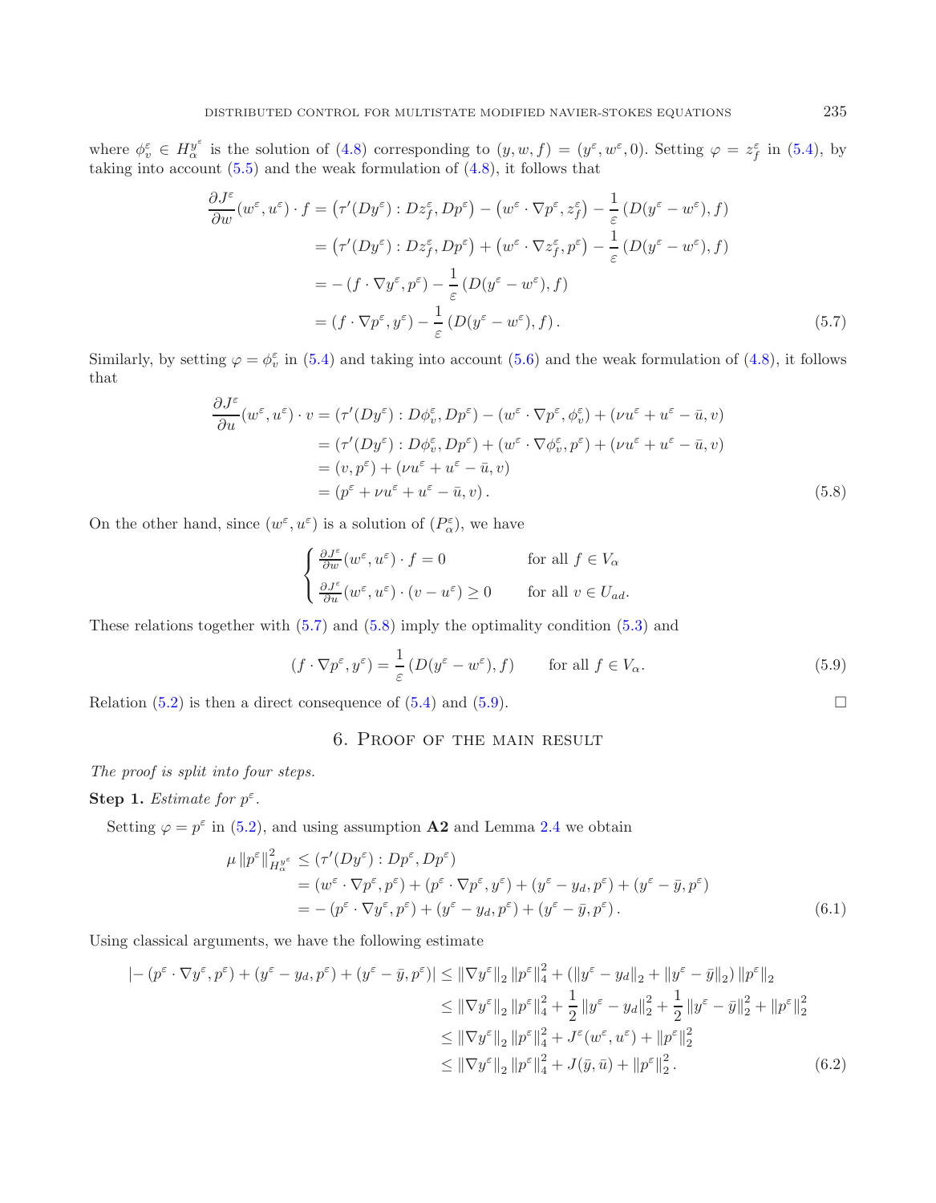where $\phi_v^\varepsilon \in H_\alpha^{y^\varepsilon}$ is the solution of (4.8) corresponding to $(y, w, f) = (y^\varepsilon, w^\varepsilon, 0)$. Setting $\varphi = z_f^\varepsilon$ in (5.4), by taking into account (5.5) and the weak formulation of (4.8), it follows that

$$
\begin{aligned}
\frac{\partial J^\varepsilon}{\partial w}(w^\varepsilon, u^\varepsilon) \cdot f &= \left(\tau'(Dy^\varepsilon) : Dz_f^\varepsilon, Dp^\varepsilon\right) - \left(w^\varepsilon \cdot \nabla p^\varepsilon, z_f^\varepsilon\right) - \frac{1}{\varepsilon}\left(D(y^\varepsilon - w^\varepsilon), f\right) \\
&= \left(\tau'(Dy^\varepsilon) : Dz_f^\varepsilon, Dp^\varepsilon\right) + \left(w^\varepsilon \cdot \nabla z_f^\varepsilon, p^\varepsilon\right) - \frac{1}{\varepsilon}\left(D(y^\varepsilon - w^\varepsilon), f\right) \\
&= -\left(f \cdot \nabla y^\varepsilon, p^\varepsilon\right) - \frac{1}{\varepsilon}\left(D(y^\varepsilon - w^\varepsilon), f\right) \\
&= \left(f \cdot \nabla p^\varepsilon, y^\varepsilon\right) - \frac{1}{\varepsilon}\left(D(y^\varepsilon - w^\varepsilon), f\right).
\end{aligned} \tag{5.7}
$$

Similarly, by setting $\varphi = \phi_v^\varepsilon$ in (5.4) and taking into account (5.6) and the weak formulation of (4.8), it follows that

$$
\begin{aligned}
\frac{\partial J^\varepsilon}{\partial u}(w^\varepsilon, u^\varepsilon) \cdot v &= \left(\tau'(Dy^\varepsilon) : D\phi_v^\varepsilon, Dp^\varepsilon\right) - \left(w^\varepsilon \cdot \nabla p^\varepsilon, \phi_v^\varepsilon\right) + \left(\nu u^\varepsilon + u^\varepsilon - \bar{u}, v\right) \\
&= \left(\tau'(Dy^\varepsilon) : D\phi_v^\varepsilon, Dp^\varepsilon\right) + \left(w^\varepsilon \cdot \nabla \phi_v^\varepsilon, p^\varepsilon\right) + \left(\nu u^\varepsilon + u^\varepsilon - \bar{u}, v\right) \\
&= (v, p^\varepsilon) + \left(\nu u^\varepsilon + u^\varepsilon - \bar{u}, v\right) \\
&= \left(p^\varepsilon + \nu u^\varepsilon + u^\varepsilon - \bar{u}, v\right).
\end{aligned} \tag{5.8}
$$

On the other hand, since $(w^\varepsilon, u^\varepsilon)$ is a solution of $(P_\alpha^\varepsilon)$, we have

$$
\begin{cases}
\frac{\partial J^\varepsilon}{\partial w}(w^\varepsilon, u^\varepsilon) \cdot f = 0 & \text{for all } f \in V_\alpha \\
\frac{\partial J^\varepsilon}{\partial u}(w^\varepsilon, u^\varepsilon) \cdot (v - u^\varepsilon) \geq 0 & \text{for all } v \in U_{ad}.
\end{cases}
$$

These relations together with (5.7) and (5.8) imply the optimality condition (5.3) and

$$
\left(f \cdot \nabla p^\varepsilon, y^\varepsilon\right) = \frac{1}{\varepsilon}\left(D(y^\varepsilon - w^\varepsilon), f\right) \qquad \text{for all } f \in V_\alpha. \tag{5.9}
$$

Relation (5.2) is then a direct consequence of (5.4) and (5.9). □

## 6. Proof of the main result

*The proof is split into four steps.*

**Step 1.** *Estimate for $p^\varepsilon$.*

Setting $\varphi = p^\varepsilon$ in (5.2), and using assumption **A2** and Lemma 2.4 we obtain

$$
\begin{aligned}
\mu \left\|p^\varepsilon\right\|_{H_\alpha^{y^\varepsilon}}^2 &\leq \left(\tau'(Dy^\varepsilon) : Dp^\varepsilon, Dp^\varepsilon\right) \\
&= \left(w^\varepsilon \cdot \nabla p^\varepsilon, p^\varepsilon\right) + \left(p^\varepsilon \cdot \nabla p^\varepsilon, y^\varepsilon\right) + \left(y^\varepsilon - y_d, p^\varepsilon\right) + \left(y^\varepsilon - \bar{y}, p^\varepsilon\right) \\
&= -\left(p^\varepsilon \cdot \nabla y^\varepsilon, p^\varepsilon\right) + \left(y^\varepsilon - y_d, p^\varepsilon\right) + \left(y^\varepsilon - \bar{y}, p^\varepsilon\right).
\end{aligned} \tag{6.1}
$$

Using classical arguments, we have the following estimate

$$
\begin{aligned}
\left|-\left(p^\varepsilon \cdot \nabla y^\varepsilon, p^\varepsilon\right) + \left(y^\varepsilon - y_d, p^\varepsilon\right) + \left(y^\varepsilon - \bar{y}, p^\varepsilon\right)\right| &\leq \left\|\nabla y^\varepsilon\right\|_2 \left\|p^\varepsilon\right\|_4^2 + \left(\left\|y^\varepsilon - y_d\right\|_2 + \left\|y^\varepsilon - \bar{y}\right\|_2\right) \left\|p^\varepsilon\right\|_2 \\
&\leq \left\|\nabla y^\varepsilon\right\|_2 \left\|p^\varepsilon\right\|_4^2 + \frac{1}{2}\left\|y^\varepsilon - y_d\right\|_2^2 + \frac{1}{2}\left\|y^\varepsilon - \bar{y}\right\|_2^2 + \left\|p^\varepsilon\right\|_2^2 \\
&\leq \left\|\nabla y^\varepsilon\right\|_2 \left\|p^\varepsilon\right\|_4^2 + J^\varepsilon(w^\varepsilon, u^\varepsilon) + \left\|p^\varepsilon\right\|_2^2 \\
&\leq \left\|\nabla y^\varepsilon\right\|_2 \left\|p^\varepsilon\right\|_4^2 + J(\bar{y}, \bar{u}) + \left\|p^\varepsilon\right\|_2^2.
\end{aligned} \tag{6.2}
$$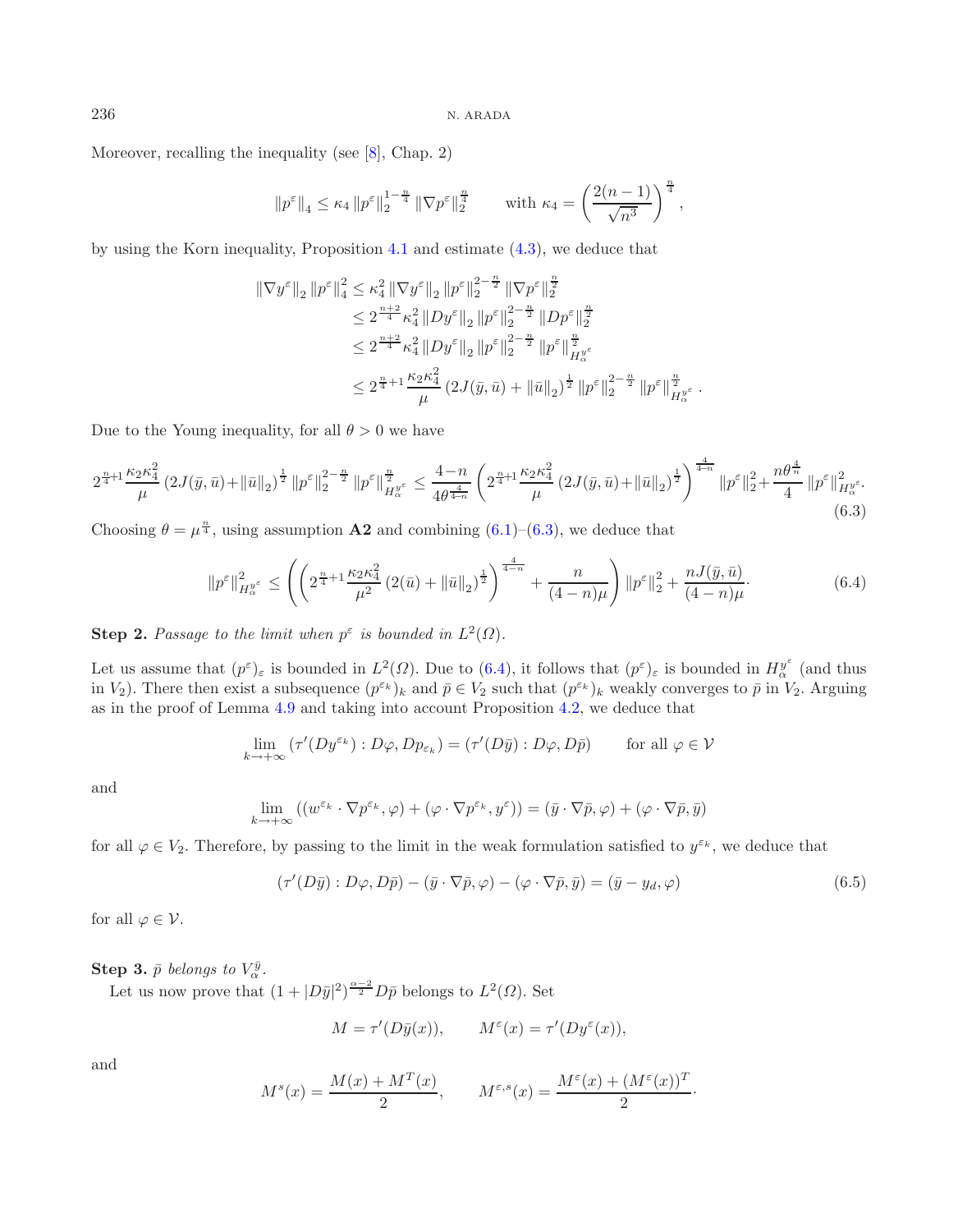Moreover, recalling the inequality (see [8], Chap. 2)

$$\|p^\varepsilon\|_4 \le \kappa_4 \|p^\varepsilon\|_2^{1-\frac{n}{4}} \|\nabla p^\varepsilon\|_2^{\frac{n}{4}} \qquad \text{with } \kappa_4 = \left(\frac{2(n-1)}{\sqrt{n^3}}\right)^{\frac{n}{4}},$$

by using the Korn inequality, Proposition 4.1 and estimate (4.3), we deduce that

$$\begin{aligned}
\|\nabla y^\varepsilon\|_2 \|p^\varepsilon\|_4^2 &\le \kappa_4^2 \|\nabla y^\varepsilon\|_2 \|p^\varepsilon\|_2^{2-\frac{n}{2}} \|\nabla p^\varepsilon\|_2^{\frac{n}{2}} \\
&\le 2^{\frac{n+2}{4}} \kappa_4^2 \|Dy^\varepsilon\|_2 \|p^\varepsilon\|_2^{2-\frac{n}{2}} \|Dp^\varepsilon\|_2^{\frac{n}{2}} \\
&\le 2^{\frac{n+2}{4}} \kappa_4^2 \|Dy^\varepsilon\|_2 \|p^\varepsilon\|_2^{2-\frac{n}{2}} \|p^\varepsilon\|_{H_\alpha^{y^\varepsilon}}^{\frac{n}{2}} \\
&\le 2^{\frac{n}{4}+1} \frac{\kappa_2 \kappa_4^2}{\mu} \left(2J(\bar{y},\bar{u}) + \|\bar{u}\|_2\right)^{\frac{1}{2}} \|p^\varepsilon\|_2^{2-\frac{n}{2}} \|p^\varepsilon\|_{H_\alpha^{y^\varepsilon}}^{\frac{n}{2}}.
\end{aligned}$$

Due to the Young inequality, for all $\theta > 0$ we have

$$2^{\frac{n}{4}+1} \frac{\kappa_2 \kappa_4^2}{\mu} \left(2J(\bar{y},\bar{u}) + \|\bar{u}\|_2\right)^{\frac{1}{2}} \|p^\varepsilon\|_2^{2-\frac{n}{2}} \|p^\varepsilon\|_{H_\alpha^{y^\varepsilon}}^{\frac{n}{2}} \le \frac{4-n}{4\theta^{\frac{4}{4-n}}} \left(2^{\frac{n}{4}+1} \frac{\kappa_2 \kappa_4^2}{\mu} \left(2J(\bar{y},\bar{u}) + \|\bar{u}\|_2\right)^{\frac{1}{2}}\right)^{\frac{4}{4-n}} \|p^\varepsilon\|_2^2 + \frac{n\theta^{\frac{4}{n}}}{4} \|p^\varepsilon\|_{H_\alpha^{y^\varepsilon}}^2. \tag{6.3}$$

Choosing $\theta = \mu^{\frac{n}{4}}$, using assumption **A2** and combining (6.1)–(6.3), we deduce that

$$\|p^\varepsilon\|_{H_\alpha^{y^\varepsilon}}^2 \le \left(\left(2^{\frac{n}{4}+1} \frac{\kappa_2 \kappa_4^2}{\mu^2} \left(2(\bar{u}) + \|\bar{u}\|_2\right)^{\frac{1}{2}}\right)^{\frac{4}{4-n}} + \frac{n}{(4-n)\mu}\right) \|p^\varepsilon\|_2^2 + \frac{nJ(\bar{y},\bar{u})}{(4-n)\mu}. \tag{6.4}$$

**Step 2.** *Passage to the limit when $p^\varepsilon$ is bounded in $L^2(\Omega)$.*

Let us assume that $(p^\varepsilon)_\varepsilon$ is bounded in $L^2(\Omega)$. Due to (6.4), it follows that $(p^\varepsilon)_\varepsilon$ is bounded in $H_\alpha^{y^\varepsilon}$ (and thus in $V_2$). There then exist a subsequence $(p^{\varepsilon_k})_k$ and $\bar{p} \in V_2$ such that $(p^{\varepsilon_k})_k$ weakly converges to $\bar{p}$ in $V_2$. Arguing as in the proof of Lemma 4.9 and taking into account Proposition 4.2, we deduce that

$$\lim_{k\to+\infty} (\tau'(Dy^{\varepsilon_k}) : D\varphi, Dp_{\varepsilon_k}) = (\tau'(D\bar{y}) : D\varphi, D\bar{p}) \qquad \text{for all } \varphi \in \mathcal{V}$$

and

$$\lim_{k\to+\infty} ((w^{\varepsilon_k} \cdot \nabla p^{\varepsilon_k}, \varphi) + (\varphi \cdot \nabla p^{\varepsilon_k}, y^\varepsilon)) = (\bar{y} \cdot \nabla \bar{p}, \varphi) + (\varphi \cdot \nabla \bar{p}, \bar{y})$$

for all $\varphi \in V_2$. Therefore, by passing to the limit in the weak formulation satisfied to $y^{\varepsilon_k}$, we deduce that

$$(\tau'(D\bar{y}) : D\varphi, D\bar{p}) - (\bar{y} \cdot \nabla \bar{p}, \varphi) - (\varphi \cdot \nabla \bar{p}, \bar{y}) = (\bar{y} - y_d, \varphi) \tag{6.5}$$

for all $\varphi \in \mathcal{V}$.

**Step 3.** *$\bar{p}$ belongs to $V_\alpha^{\bar{y}}$.*

Let us now prove that $(1 + |D\bar{y}|^2)^{\frac{\alpha-2}{2}} D\bar{p}$ belongs to $L^2(\Omega)$. Set

$$M = \tau'(D\bar{y}(x)), \qquad M^\varepsilon(x) = \tau'(Dy^\varepsilon(x)),$$

and

$$M^s(x) = \frac{M(x) + M^T(x)}{2}, \qquad M^{\varepsilon,s}(x) = \frac{M^\varepsilon(x) + (M^\varepsilon(x))^T}{2}.$$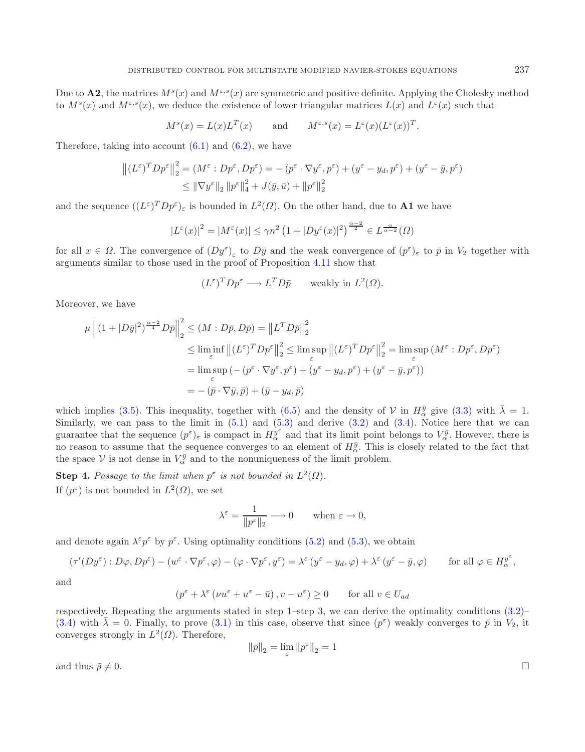Due to **A2**, the matrices $M^s(x)$ and $M^{\varepsilon,s}(x)$ are symmetric and positive definite. Applying the Cholesky method to $M^s(x)$ and $M^{\varepsilon,s}(x)$, we deduce the existence of lower triangular matrices $L(x)$ and $L^\varepsilon(x)$ such that

$$M^s(x) = L(x)L^T(x) \qquad \text{and} \qquad M^{\varepsilon,s}(x) = L^\varepsilon(x)(L^\varepsilon(x))^T.$$

Therefore, taking into account (6.1) and (6.2), we have

$$\begin{aligned}\left\|(L^\varepsilon)^T Dp^\varepsilon\right\|_2^2 &= (M^\varepsilon : Dp^\varepsilon, Dp^\varepsilon) = -\left(p^\varepsilon \cdot \nabla y^\varepsilon, p^\varepsilon\right) + (y^\varepsilon - y_d, p^\varepsilon) + (y^\varepsilon - \bar{y}, p^\varepsilon)\\ &\leq \|\nabla y^\varepsilon\|_2 \|p^\varepsilon\|_4^2 + J(\bar{y},\bar{u}) + \|p^\varepsilon\|_2^2\end{aligned}$$

and the sequence $((L^\varepsilon)^T Dp^\varepsilon)_\varepsilon$ is bounded in $L^2(\Omega)$. On the other hand, due to **A1** we have

$$|L^\varepsilon(x)|^2 = |M^\varepsilon(x)| \leq \gamma n^2 \left(1 + |Dy^\varepsilon(x)|^2\right)^{\frac{\alpha-2}{2}} \in L^{\frac{\alpha}{\alpha-2}}(\Omega)$$

for all $x \in \Omega$. The convergence of $(Dy^\varepsilon)_\varepsilon$ to $D\bar{y}$ and the weak convergence of $(p^\varepsilon)_\varepsilon$ to $\bar{p}$ in $V_2$ together with arguments similar to those used in the proof of Proposition 4.11 show that

$$(L^\varepsilon)^T Dp^\varepsilon \longrightarrow L^T D\bar{p} \qquad \text{weakly in } L^2(\Omega).$$

Moreover, we have

$$\begin{aligned}\mu \left\|(1 + |D\bar{y}|^2)^{\frac{\alpha-2}{4}} D\bar{p}\right\|_2^2 &\leq (M : D\bar{p}, D\bar{p}) = \left\|L^T D\bar{p}\right\|_2^2\\ &\leq \liminf_\varepsilon \left\|(L^\varepsilon)^T Dp^\varepsilon\right\|_2^2 \leq \limsup_\varepsilon \left\|(L^\varepsilon)^T Dp^\varepsilon\right\|_2^2 = \limsup_\varepsilon \left(M^\varepsilon : Dp^\varepsilon, Dp^\varepsilon\right)\\ &= \limsup_\varepsilon \left(-\left(p^\varepsilon \cdot \nabla y^\varepsilon, p^\varepsilon\right) + (y^\varepsilon - y_d, p^\varepsilon) + (y^\varepsilon - \bar{y}, p^\varepsilon)\right)\\ &= -\left(\bar{p} \cdot \nabla \bar{y}, \bar{p}\right) + (\bar{y} - y_d, \bar{p})\end{aligned}$$

which implies (3.5). This inequality, together with (6.5) and the density of $\mathcal{V}$ in $H_\alpha^{\bar{y}}$ give (3.3) with $\bar{\lambda} = 1$. Similarly, we can pass to the limit in (5.1) and (5.3) and derive (3.2) and (3.4). Notice here that we can guarantee that the sequence $(p^\varepsilon)_\varepsilon$ is compact in $H_\alpha^{y^\varepsilon}$ and that its limit point belongs to $V_\alpha^{\bar{y}}$. However, there is no reason to assume that the sequence converges to an element of $H_\alpha^{\bar{y}}$. This is closely related to the fact that the space $\mathcal{V}$ is not dense in $V_\alpha^{\bar{y}}$ and to the nonuniqueness of the limit problem.

**Step 4.** *Passage to the limit when $p^\varepsilon$ is not bounded in $L^2(\Omega)$.*
If $(p^\varepsilon)$ is not bounded in $L^2(\Omega)$, we set

$$\lambda^\varepsilon = \frac{1}{\|p^\varepsilon\|_2} \longrightarrow 0 \qquad \text{when } \varepsilon \to 0,$$

and denote again $\lambda^\varepsilon p^\varepsilon$ by $p^\varepsilon$. Using optimality conditions (5.2) and (5.3), we obtain

$$(\tau'(Dy^\varepsilon) : D\varphi, Dp^\varepsilon) - (w^\varepsilon \cdot \nabla p^\varepsilon, \varphi) - (\varphi \cdot \nabla p^\varepsilon, y^\varepsilon) = \lambda^\varepsilon \left(y^\varepsilon - y_d, \varphi\right) + \lambda^\varepsilon \left(y^\varepsilon - \bar{y}, \varphi\right) \qquad \text{for all } \varphi \in H_\alpha^{y^\varepsilon},$$

and

$$\left(p^\varepsilon + \lambda^\varepsilon \left(\nu u^\varepsilon + u^\varepsilon - \bar{u}\right), v - u^\varepsilon\right) \geq 0 \qquad \text{for all } v \in U_{ad}$$

respectively. Repeating the arguments stated in step 1–step 3, we can derive the optimality conditions (3.2)–(3.4) with $\bar{\lambda} = 0$. Finally, to prove (3.1) in this case, observe that since $(p^\varepsilon)$ weakly converges to $\bar{p}$ in $V_2$, it converges strongly in $L^2(\Omega)$. Therefore,

$$\|\bar{p}\|_2 = \lim_\varepsilon \|p^\varepsilon\|_2 = 1$$

and thus $\bar{p} \neq 0$. $\square$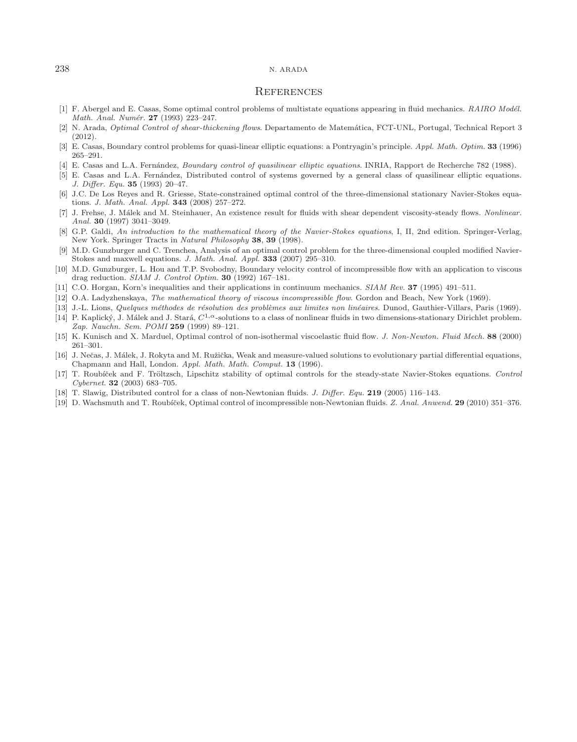## References

[1] F. Abergel and E. Casas, Some optimal control problems of multistate equations appearing in fluid mechanics. *RAIRO Modél. Math. Anal. Numér.* **27** (1993) 223–247.

[2] N. Arada, *Optimal Control of shear-thickening flows*. Departamento de Matemática, FCT-UNL, Portugal, Technical Report 3 (2012).

[3] E. Casas, Boundary control problems for quasi-linear elliptic equations: a Pontryagin's principle. *Appl. Math. Optim.* **33** (1996) 265–291.

[4] E. Casas and L.A. Fernández, *Boundary control of quasilinear elliptic equations*. INRIA, Rapport de Recherche 782 (1988).

[5] E. Casas and L.A. Fernández, Distributed control of systems governed by a general class of quasilinear elliptic equations. *J. Differ. Equ.* **35** (1993) 20–47.

[6] J.C. De Los Reyes and R. Griesse, State-constrained optimal control of the three-dimensional stationary Navier-Stokes equations. *J. Math. Anal. Appl.* **343** (2008) 257–272.

[7] J. Frehse, J. Málek and M. Steinhauer, An existence result for fluids with shear dependent viscosity-steady flows. *Nonlinear. Anal.* **30** (1997) 3041–3049.

[8] G.P. Galdi, *An introduction to the mathematical theory of the Navier-Stokes equations*, I, II, 2nd edition. Springer-Verlag, New York. Springer Tracts in *Natural Philosophy* **38**, **39** (1998).

[9] M.D. Gunzburger and C. Trenchea, Analysis of an optimal control problem for the three-dimensional coupled modified Navier-Stokes and maxwell equations. *J. Math. Anal. Appl.* **333** (2007) 295–310.

[10] M.D. Gunzburger, L. Hou and T.P. Svobodny, Boundary velocity control of incompressible flow with an application to viscous drag reduction. *SIAM J. Control Optim.* **30** (1992) 167–181.

[11] C.O. Horgan, Korn's inequalities and their applications in continuum mechanics. *SIAM Rev.* **37** (1995) 491–511.

[12] O.A. Ladyzhenskaya, *The mathematical theory of viscous incompressible flow*. Gordon and Beach, New York (1969).

[13] J.-L. Lions, *Quelques méthodes de résolution des problèmes aux limites non linéaires*. Dunod, Gauthier-Villars, Paris (1969).

[14] P. Kaplický, J. Málek and J. Stará, $C^{1,\alpha}$-solutions to a class of nonlinear fluids in two dimensions-stationary Dirichlet problem. *Zap. Nauchn. Sem. POMI* **259** (1999) 89–121.

[15] K. Kunisch and X. Marduel, Optimal control of non-isothermal viscoelastic fluid flow. *J. Non-Newton. Fluid Mech.* **88** (2000) 261–301.

[16] J. Nečas, J. Málek, J. Rokyta and M. Ružička, Weak and measure-valued solutions to evolutionary partial differential equations, Chapmann and Hall, London. *Appl. Math. Math. Comput.* **13** (1996).

[17] T. Roubíček and F. Tröltzsch, Lipschitz stability of optimal controls for the steady-state Navier-Stokes equations. *Control Cybernet.* **32** (2003) 683–705.

[18] T. Slawig, Distributed control for a class of non-Newtonian fluids. *J. Differ. Equ.* **219** (2005) 116–143.

[19] D. Wachsmuth and T. Roubíček, Optimal control of incompressible non-Newtonian fluids. *Z. Anal. Anwend.* **29** (2010) 351–376.